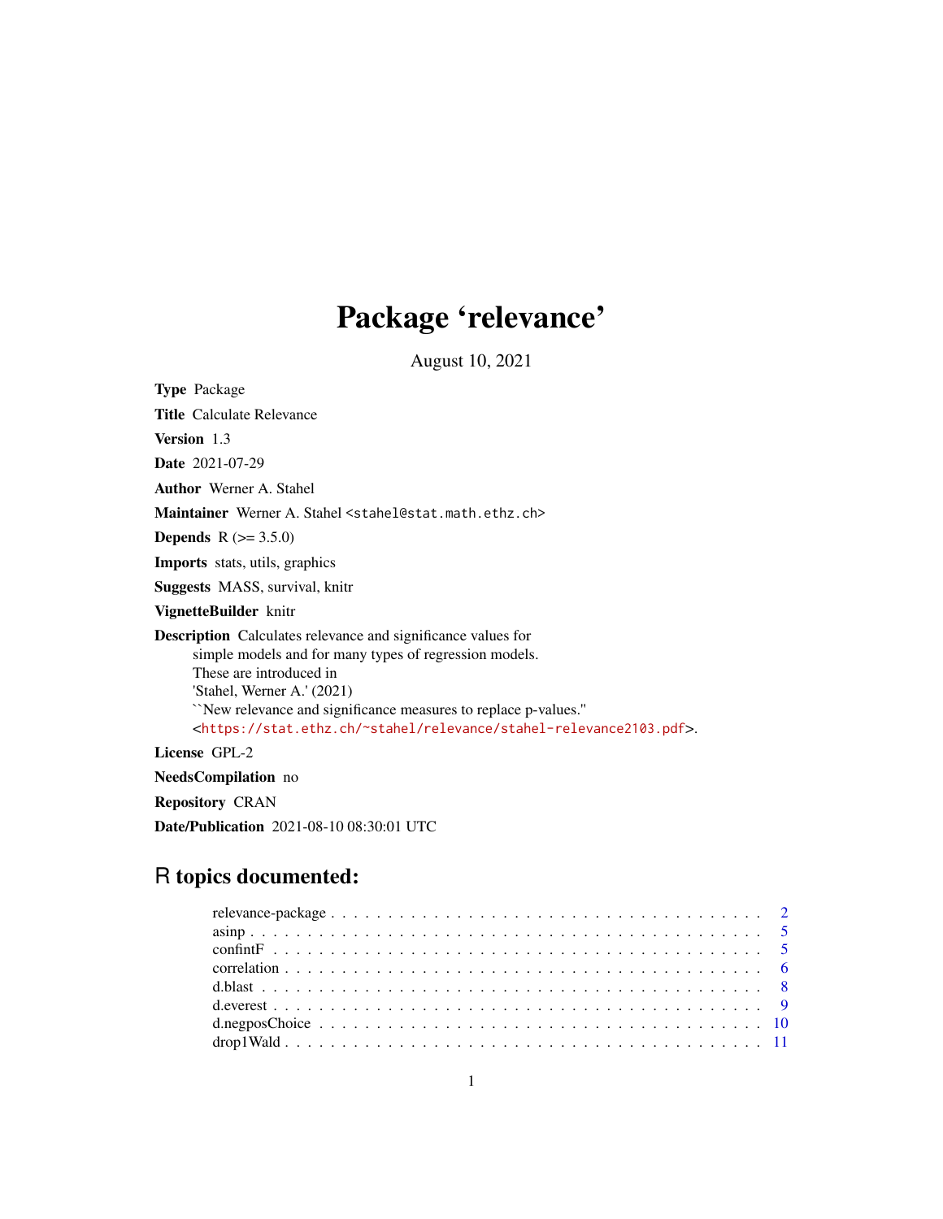# Package 'relevance'

August 10, 2021

**Type** Package

**Title** Calculate Relevance

**Version** 1.3

**Date** 2021-07-29

**Author** Werner A. Stahel

**Maintainer** Werner A. Stahel <stahel@stat.math.ethz.ch>

**Depends** R (>= 3.5.0)

**Imports** stats, utils, graphics

**Suggests** MASS, survival, knitr

**VignetteBuilder** knitr

**Description** Calculates relevance and significance values for simple models and for many types of regression models. These are introduced in 'Stahel, Werner A.' (2021) ``New relevance and significance measures to replace p-values.'' <https://stat.ethz.ch/~stahel/relevance/stahel-relevance2103.pdf>.

**License** GPL-2

**NeedsCompilation** no

**Repository** CRAN

**Date/Publication** 2021-08-10 08:30:01 UTC

## R topics documented:

- relevance-package . . . . . . . . . . . . . . . . . . . . . . . . . . . . . . . . . . . 2
- asinp . . . . . . . . . . . . . . . . . . . . . . . . . . . . . . . . . . . 5
- confintF . . . . . . . . . . . . . . . . . . . . . . . . . . . . . . . . . . . 5
- correlation . . . . . . . . . . . . . . . . . . . . . . . . . . . . . . . . . . . 6
- d.blast . . . . . . . . . . . . . . . . . . . . . . . . . . . . . . . . . . . 8
- d.everest . . . . . . . . . . . . . . . . . . . . . . . . . . . . . . . . . . . 9
- d.negposChoice . . . . . . . . . . . . . . . . . . . . . . . . . . . . . . . . . . . 10
- drop1Wald . . . . . . . . . . . . . . . . . . . . . . . . . . . . . . . . . . . 11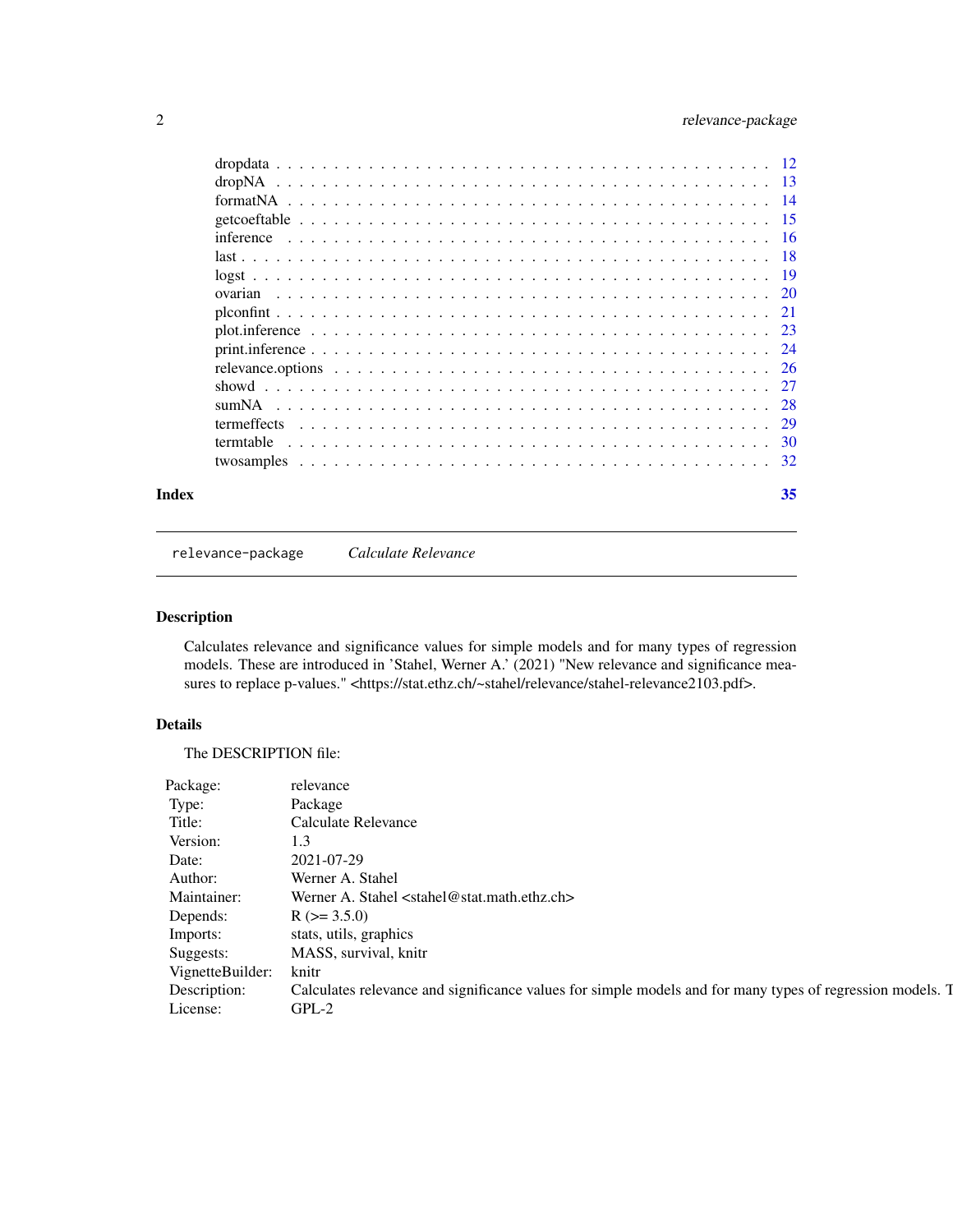| | |
|---|---|
| dropdata | 12 |
| dropNA | 13 |
| formatNA | 14 |
| getcoeftable | 15 |
| inference | 16 |
| last | 18 |
| logst | 19 |
| ovarian | 20 |
| plconfint | 21 |
| plot.inference | 23 |
| print.inference | 24 |
| relevance.options | 26 |
| showd | 27 |
| sumNA | 28 |
| termeffects | 29 |
| termtable | 30 |
| twosamples | 32 |

**Index** **35**

---

`relevance-package` *Calculate Relevance*

---

## Description

Calculates relevance and significance values for simple models and for many types of regression models. These are introduced in 'Stahel, Werner A.' (2021) "New relevance and significance measures to replace p-values." <https://stat.ethz.ch/~stahel/relevance/stahel-relevance2103.pdf>.

## Details

The DESCRIPTION file:

| | |
|---|---|
| Package: | relevance |
| Type: | Package |
| Title: | Calculate Relevance |
| Version: | 1.3 |
| Date: | 2021-07-29 |
| Author: | Werner A. Stahel |
| Maintainer: | Werner A. Stahel <stahel@stat.math.ethz.ch> |
| Depends: | R (>= 3.5.0) |
| Imports: | stats, utils, graphics |
| Suggests: | MASS, survival, knitr |
| VignetteBuilder: | knitr |
| Description: | Calculates relevance and significance values for simple models and for many types of regression models. T |
| License: | GPL-2 |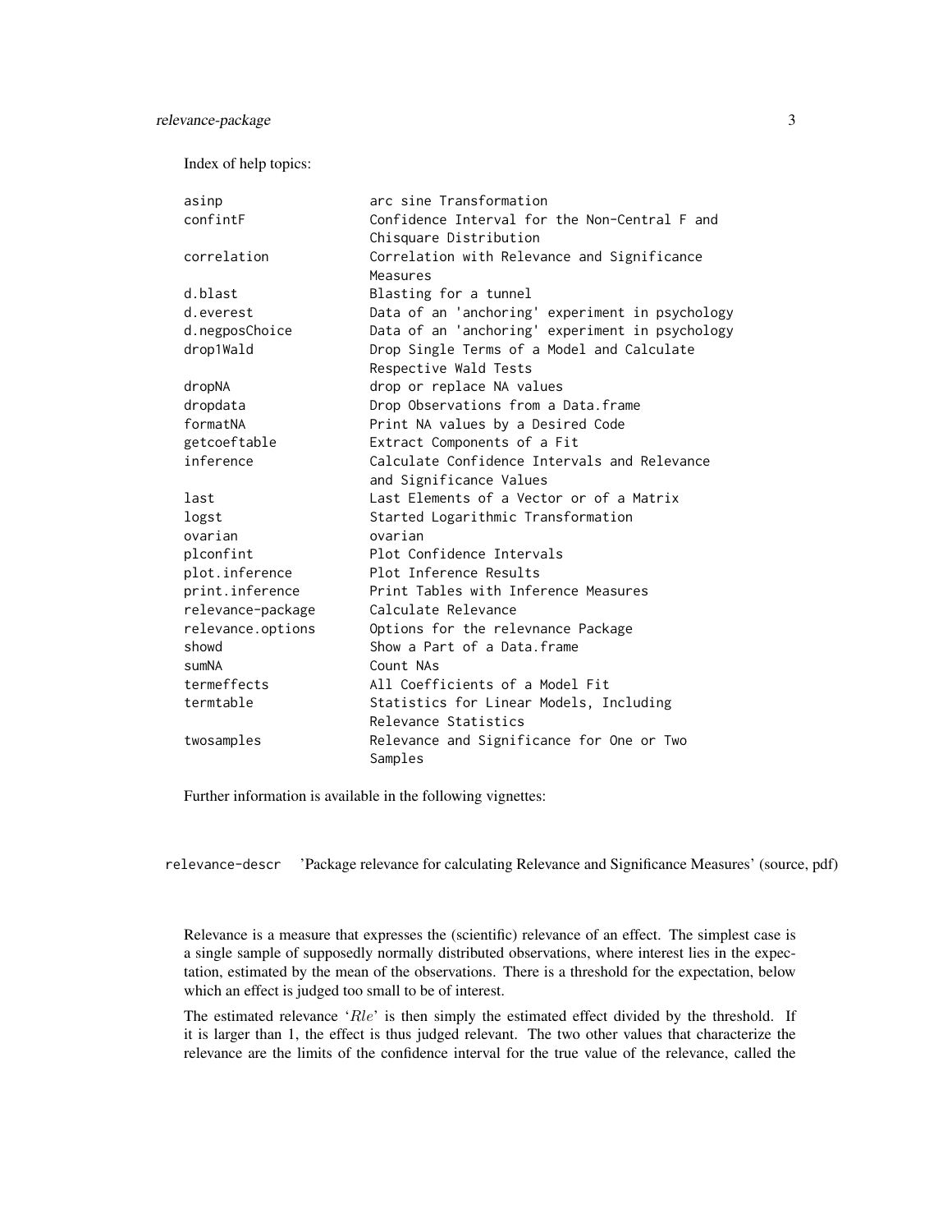Index of help topics:

```
asinp                   arc sine Transformation
confintF                Confidence Interval for the Non-Central F and
                        Chisquare Distribution
correlation             Correlation with Relevance and Significance
                        Measures
d.blast                 Blasting for a tunnel
d.everest               Data of an 'anchoring' experiment in psychology
d.negposChoice          Data of an 'anchoring' experiment in psychology
drop1Wald               Drop Single Terms of a Model and Calculate
                        Respective Wald Tests
dropNA                  drop or replace NA values
dropdata                Drop Observations from a Data.frame
formatNA                Print NA values by a Desired Code
getcoeftable            Extract Components of a Fit
inference               Calculate Confidence Intervals and Relevance
                        and Significance Values
last                    Last Elements of a Vector or of a Matrix
logst                   Started Logarithmic Transformation
ovarian                 ovarian
plconfint               Plot Confidence Intervals
plot.inference          Plot Inference Results
print.inference         Print Tables with Inference Measures
relevance-package       Calculate Relevance
relevance.options       Options for the relevnance Package
showd                   Show a Part of a Data.frame
sumNA                   Count NAs
termeffects             All Coefficients of a Model Fit
termtable               Statistics for Linear Models, Including
                        Relevance Statistics
twosamples              Relevance and Significance for One or Two
                        Samples
```

Further information is available in the following vignettes:

`relevance-descr` 'Package relevance for calculating Relevance and Significance Measures' (source, pdf)

Relevance is a measure that expresses the (scientific) relevance of an effect. The simplest case is a single sample of supposedly normally distributed observations, where interest lies in the expectation, estimated by the mean of the observations. There is a threshold for the expectation, below which an effect is judged too small to be of interest.

The estimated relevance '$Rle$' is then simply the estimated effect divided by the threshold. If it is larger than 1, the effect is thus judged relevant. The two other values that characterize the relevance are the limits of the confidence interval for the true value of the relevance, called the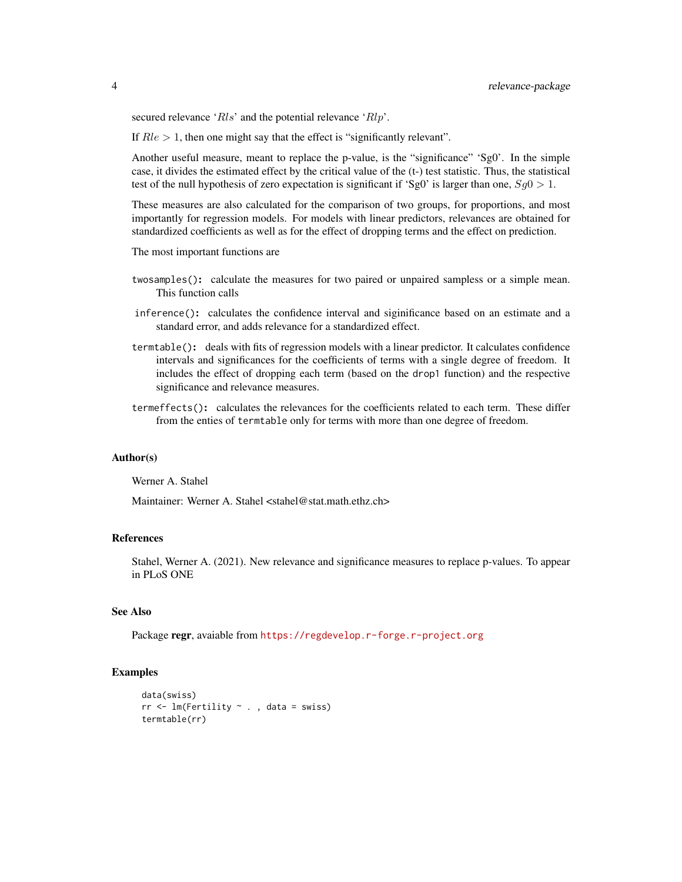secured relevance '$Rls$' and the potential relevance '$Rlp$'.

If $Rle > 1$, then one might say that the effect is "significantly relevant".

Another useful measure, meant to replace the p-value, is the "significance" 'Sg0'. In the simple case, it divides the estimated effect by the critical value of the (t-) test statistic. Thus, the statistical test of the null hypothesis of zero expectation is significant if 'Sg0' is larger than one, $Sg0 > 1$.

These measures are also calculated for the comparison of two groups, for proportions, and most importantly for regression models. For models with linear predictors, relevances are obtained for standardized coefficients as well as for the effect of dropping terms and the effect on prediction.

The most important functions are

- `twosamples()`: calculate the measures for two paired or unpaired sampless or a simple mean. This function calls
- `inference()`: calculates the confidence interval and siginificance based on an estimate and a standard error, and adds relevance for a standardized effect.
- `termtable()`: deals with fits of regression models with a linear predictor. It calculates confidence intervals and significances for the coefficients of terms with a single degree of freedom. It includes the effect of dropping each term (based on the `drop1` function) and the respective significance and relevance measures.
- `termeffects()`: calculates the relevances for the coefficients related to each term. These differ from the enties of `termtable` only for terms with more than one degree of freedom.

### Author(s)

Werner A. Stahel

Maintainer: Werner A. Stahel <stahel@stat.math.ethz.ch>

### References

Stahel, Werner A. (2021). New relevance and significance measures to replace p-values. To appear in PLoS ONE

### See Also

Package **regr**, avaiable from https://regdevelop.r-forge.r-project.org

### Examples

```
data(swiss)
rr <- lm(Fertility ~ . , data = swiss)
termtable(rr)
```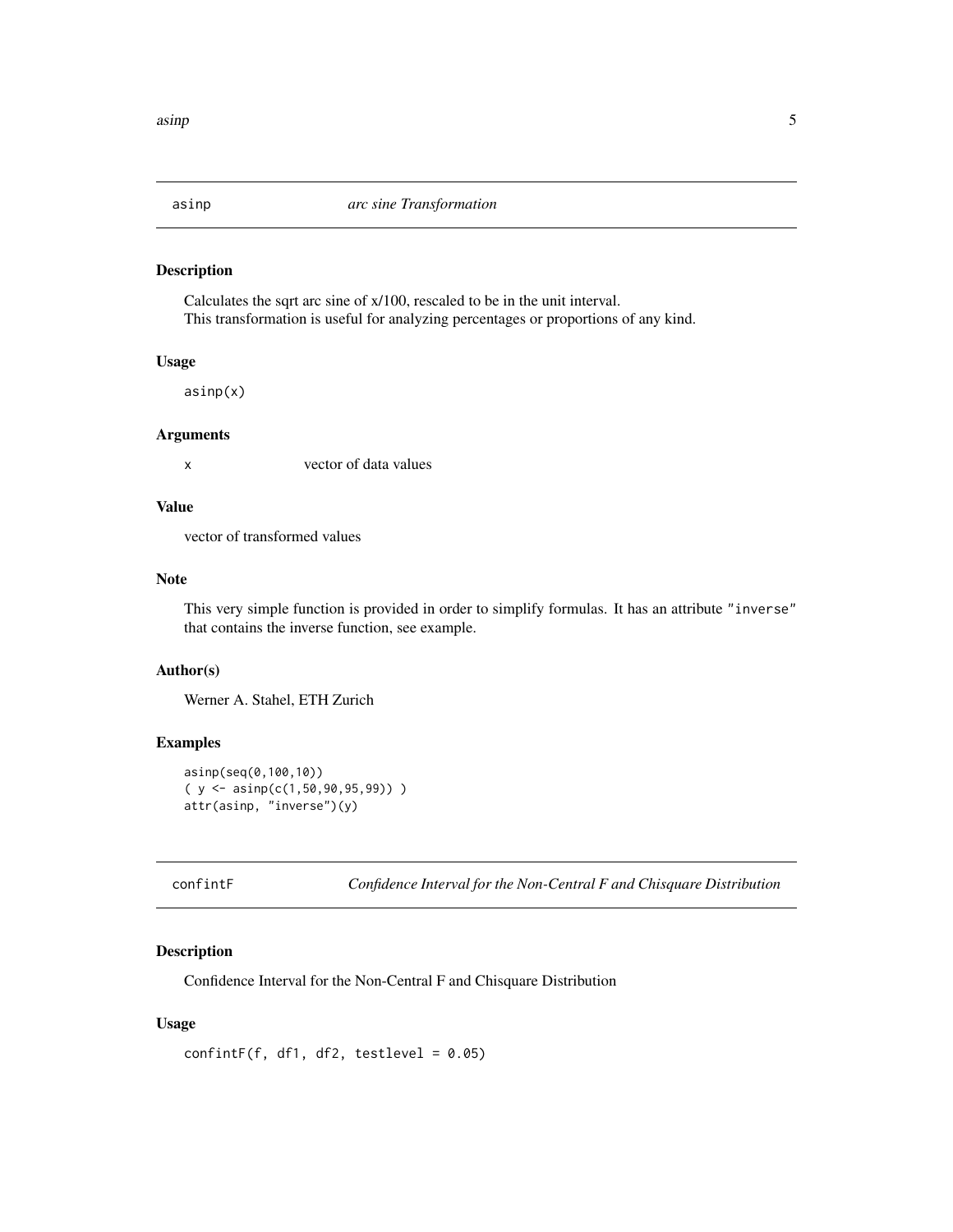## asinp — *arc sine Transformation*

### Description

Calculates the sqrt arc sine of x/100, rescaled to be in the unit interval.
This transformation is useful for analyzing percentages or proportions of any kind.

### Usage

```
asinp(x)
```

### Arguments

| | |
|---|---|
| x | vector of data values |

### Value

vector of transformed values

### Note

This very simple function is provided in order to simplify formulas. It has an attribute `"inverse"` that contains the inverse function, see example.

### Author(s)

Werner A. Stahel, ETH Zurich

### Examples

```
asinp(seq(0,100,10))
( y <- asinp(c(1,50,90,95,99)) )
attr(asinp, "inverse")(y)
```

## confintF — *Confidence Interval for the Non-Central F and Chisquare Distribution*

### Description

Confidence Interval for the Non-Central F and Chisquare Distribution

### Usage

```
confintF(f, df1, df2, testlevel = 0.05)
```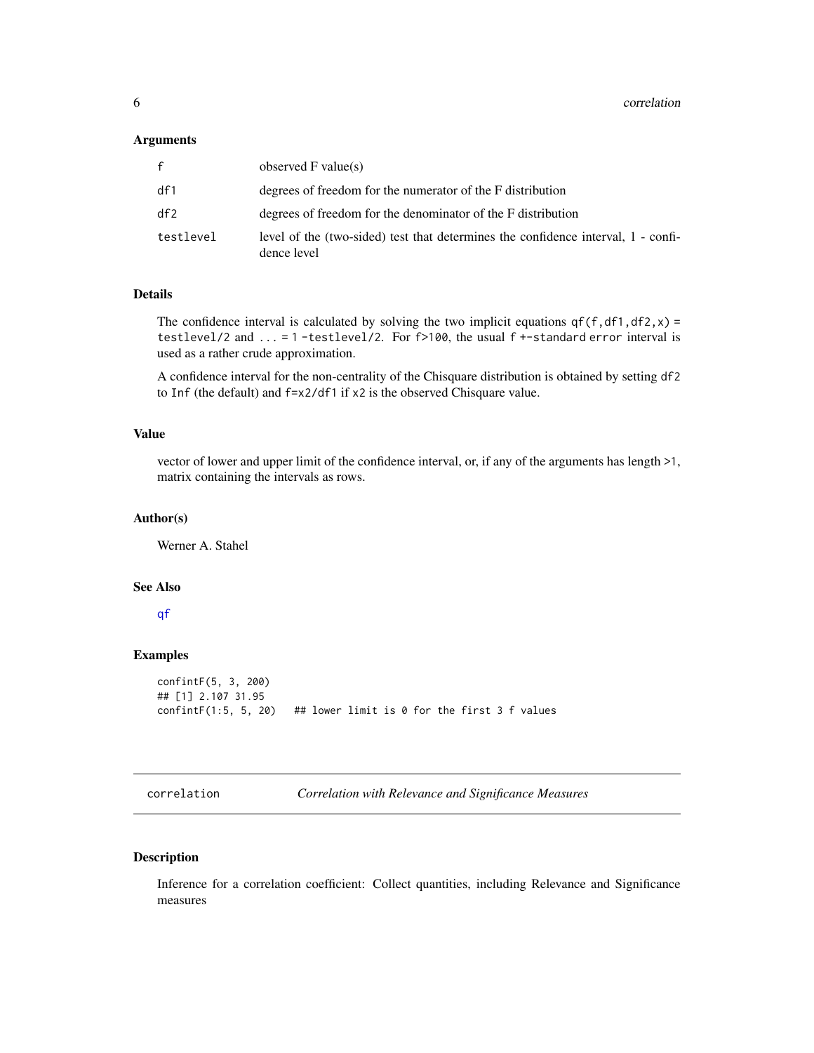### Arguments

| | |
|---|---|
| `f` | observed F value(s) |
| `df1` | degrees of freedom for the numerator of the F distribution |
| `df2` | degrees of freedom for the denominator of the F distribution |
| `testlevel` | level of the (two-sided) test that determines the confidence interval, 1 - confidence level |

### Details

The confidence interval is calculated by solving the two implicit equations `qf(f,df1,df2,x) = testlevel/2` and `... = 1 -testlevel/2`. For `f>100`, the usual `f +-standard error` interval is used as a rather crude approximation.

A confidence interval for the non-centrality of the Chisquare distribution is obtained by setting `df2` to `Inf` (the default) and `f=x2/df1` if `x2` is the observed Chisquare value.

### Value

vector of lower and upper limit of the confidence interval, or, if any of the arguments has length >1, matrix containing the intervals as rows.

### Author(s)

Werner A. Stahel

### See Also

`qf`

### Examples

```
confintF(5, 3, 200)
## [1] 2.107 31.95
confintF(1:5, 5, 20)   ## lower limit is 0 for the first 3 f values
```

---

## correlation — *Correlation with Relevance and Significance Measures*

---

### Description

Inference for a correlation coefficient: Collect quantities, including Relevance and Significance measures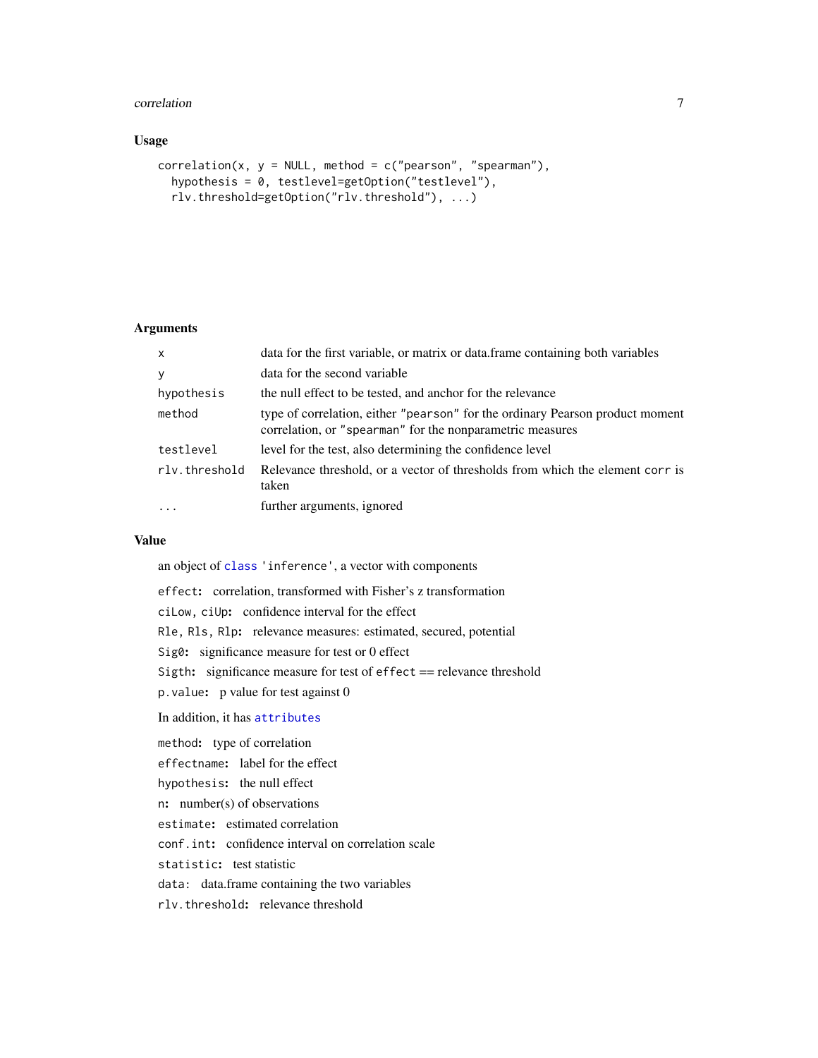### Usage

```
correlation(x, y = NULL, method = c("pearson", "spearman"),
  hypothesis = 0, testlevel=getOption("testlevel"),
  rlv.threshold=getOption("rlv.threshold"), ...)
```

### Arguments

| | |
|---|---|
| `x` | data for the first variable, or matrix or data.frame containing both variables |
| `y` | data for the second variable |
| `hypothesis` | the null effect to be tested, and anchor for the relevance |
| `method` | type of correlation, either `"pearson"` for the ordinary Pearson product moment correlation, or `"spearman"` for the nonparametric measures |
| `testlevel` | level for the test, also determining the confidence level |
| `rlv.threshold` | Relevance threshold, or a vector of thresholds from which the element `corr` is taken |
| `...` | further arguments, ignored |

### Value

an object of `class` `'inference'`, a vector with components

**`effect`:** correlation, transformed with Fisher's z transformation

**`ciLow, ciUp`:** confidence interval for the effect

**`Rle, Rls, Rlp`:** relevance measures: estimated, secured, potential

**`Sig0`:** significance measure for test or 0 effect

**`Sigth`:** significance measure for test of `effect` == relevance threshold

**`p.value`:** p value for test against 0

In addition, it has `attributes`

**`method`:** type of correlation

**`effectname`:** label for the effect

**`hypothesis`:** the null effect

**`n`:** number(s) of observations

**`estimate`:** estimated correlation

**`conf.int`:** confidence interval on correlation scale

**`statistic`:** test statistic

`data`: data.frame containing the two variables

**`rlv.threshold`:** relevance threshold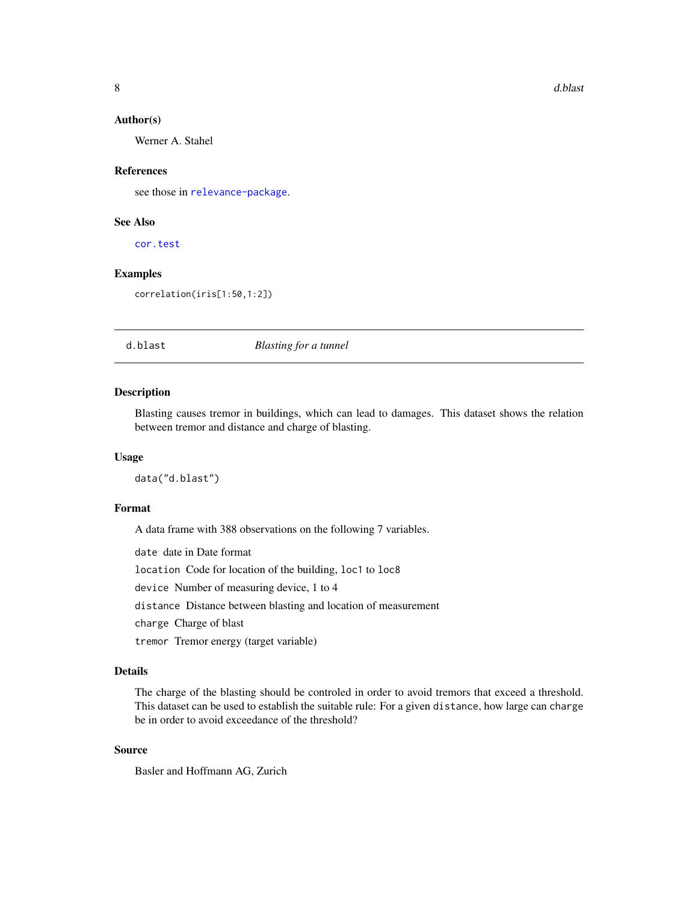### Author(s)

Werner A. Stahel

### References

see those in relevance-package.

### See Also

cor.test

### Examples

```
correlation(iris[1:50,1:2])
```

---

## d.blast — *Blasting for a tunnel*

### Description

Blasting causes tremor in buildings, which can lead to damages. This dataset shows the relation between tremor and distance and charge of blasting.

### Usage

```
data("d.blast")
```

### Format

A data frame with 388 observations on the following 7 variables.

- `date` date in Date format
- `location` Code for location of the building, `loc1` to `loc8`
- `device` Number of measuring device, 1 to 4
- `distance` Distance between blasting and location of measurement
- `charge` Charge of blast
- `tremor` Tremor energy (target variable)

### Details

The charge of the blasting should be controled in order to avoid tremors that exceed a threshold. This dataset can be used to establish the suitable rule: For a given `distance`, how large can `charge` be in order to avoid exceedance of the threshold?

### Source

Basler and Hoffmann AG, Zurich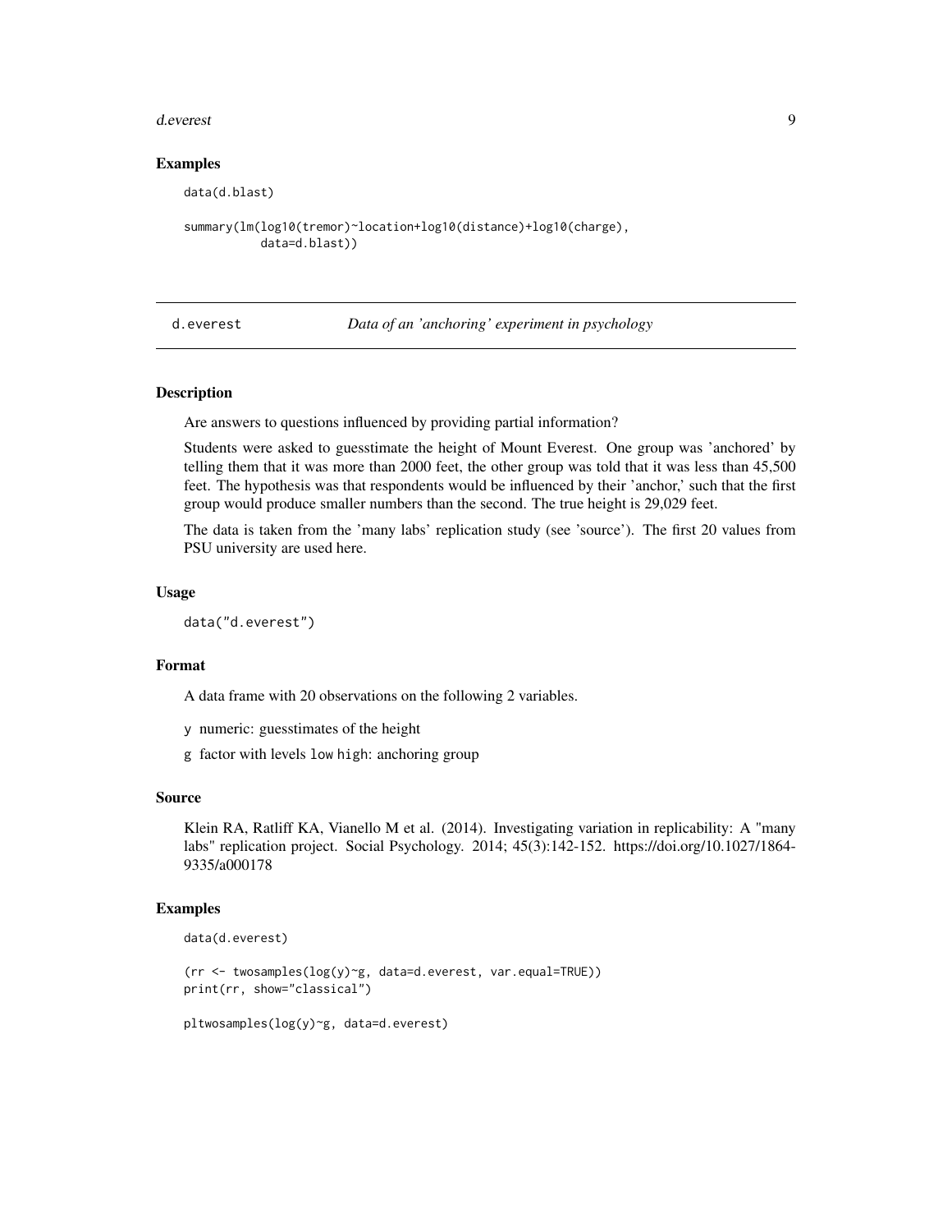### Examples

```
data(d.blast)

summary(lm(log10(tremor)~location+log10(distance)+log10(charge),
           data=d.blast))
```

---

## d.everest — *Data of an 'anchoring' experiment in psychology*

---

### Description

Are answers to questions influenced by providing partial information?

Students were asked to guesstimate the height of Mount Everest. One group was 'anchored' by telling them that it was more than 2000 feet, the other group was told that it was less than 45,500 feet. The hypothesis was that respondents would be influenced by their 'anchor,' such that the first group would produce smaller numbers than the second. The true height is 29,029 feet.

The data is taken from the 'many labs' replication study (see 'source'). The first 20 values from PSU university are used here.

### Usage

```
data("d.everest")
```

### Format

A data frame with 20 observations on the following 2 variables.

`y` numeric: guesstimates of the height

`g` factor with levels `low` `high`: anchoring group

### Source

Klein RA, Ratliff KA, Vianello M et al. (2014). Investigating variation in replicability: A "many labs" replication project. Social Psychology. 2014; 45(3):142-152. https://doi.org/10.1027/1864-9335/a000178

### Examples

```
data(d.everest)

(rr <- twosamples(log(y)~g, data=d.everest, var.equal=TRUE))
print(rr, show="classical")

pltwosamples(log(y)~g, data=d.everest)
```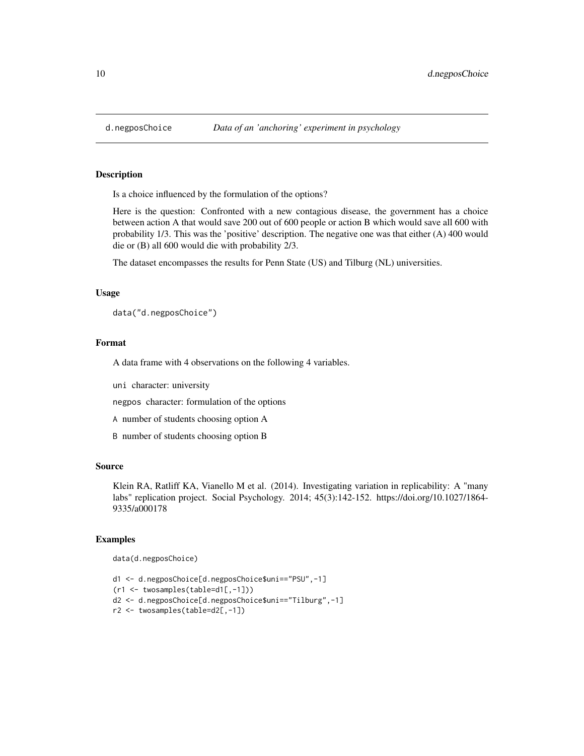# d.negposChoice *Data of an 'anchoring' experiment in psychology*

## Description

Is a choice influenced by the formulation of the options?

Here is the question: Confronted with a new contagious disease, the government has a choice between action A that would save 200 out of 600 people or action B which would save all 600 with probability 1/3. This was the 'positive' description. The negative one was that either (A) 400 would die or (B) all 600 would die with probability 2/3.

The dataset encompasses the results for Penn State (US) and Tilburg (NL) universities.

## Usage

```
data("d.negposChoice")
```

## Format

A data frame with 4 observations on the following 4 variables.

- `uni` character: university
- `negpos` character: formulation of the options
- `A` number of students choosing option A
- `B` number of students choosing option B

## Source

Klein RA, Ratliff KA, Vianello M et al. (2014). Investigating variation in replicability: A "many labs" replication project. Social Psychology. 2014; 45(3):142-152. https://doi.org/10.1027/1864-9335/a000178

## Examples

```
data(d.negposChoice)

d1 <- d.negposChoice[d.negposChoice$uni=="PSU",-1]
(r1 <- twosamples(table=d1[,-1]))
d2 <- d.negposChoice[d.negposChoice$uni=="Tilburg",-1]
r2 <- twosamples(table=d2[,-1])
```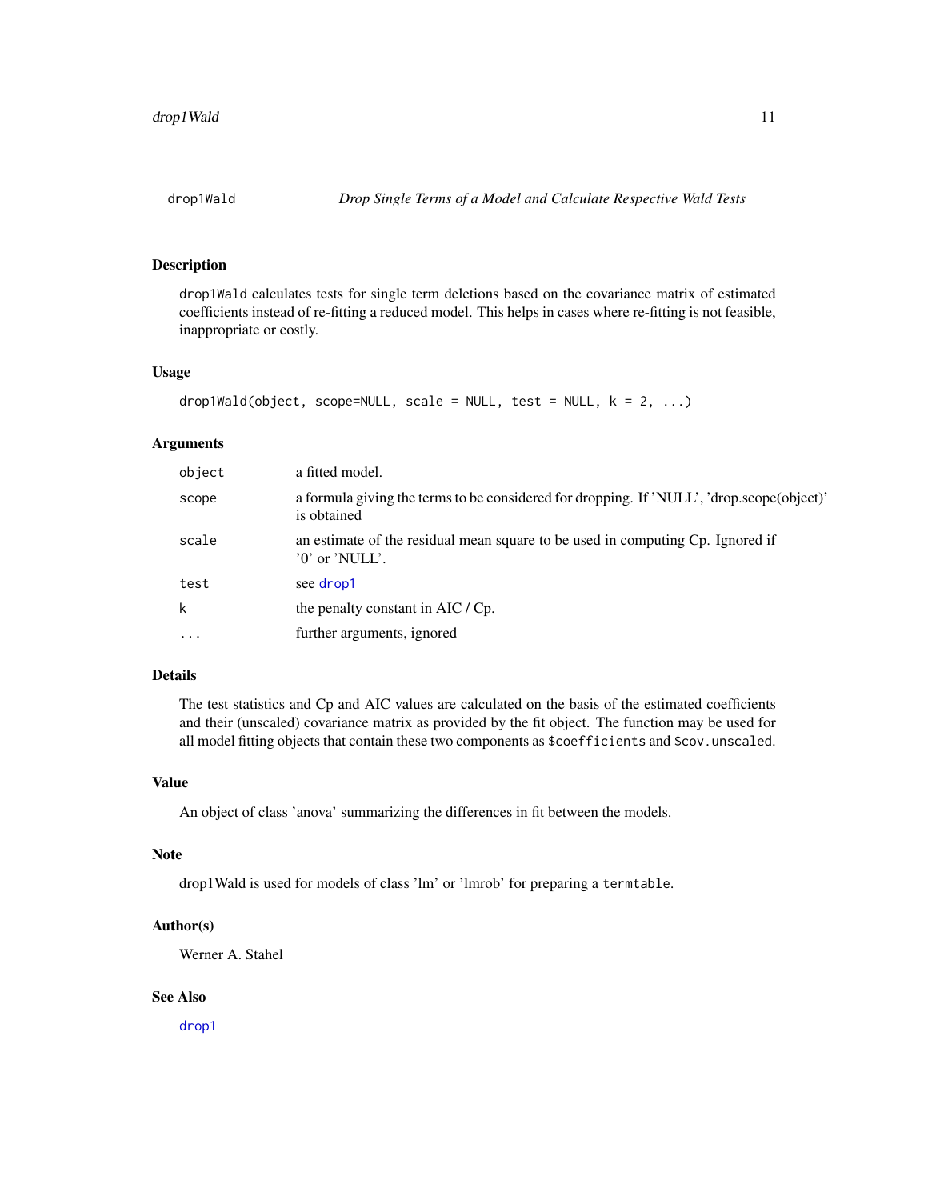# drop1Wald — *Drop Single Terms of a Model and Calculate Respective Wald Tests*

## Description

drop1Wald calculates tests for single term deletions based on the covariance matrix of estimated coefficients instead of re-fitting a reduced model. This helps in cases where re-fitting is not feasible, inappropriate or costly.

## Usage

```
drop1Wald(object, scope=NULL, scale = NULL, test = NULL, k = 2, ...)
```

## Arguments

| | |
|---|---|
| `object` | a fitted model. |
| `scope` | a formula giving the terms to be considered for dropping. If 'NULL', 'drop.scope(object)' is obtained |
| `scale` | an estimate of the residual mean square to be used in computing Cp. Ignored if '0' or 'NULL'. |
| `test` | see `drop1` |
| `k` | the penalty constant in AIC / Cp. |
| `...` | further arguments, ignored |

## Details

The test statistics and Cp and AIC values are calculated on the basis of the estimated coefficients and their (unscaled) covariance matrix as provided by the fit object. The function may be used for all model fitting objects that contain these two components as `$coefficients` and `$cov.unscaled`.

## Value

An object of class 'anova' summarizing the differences in fit between the models.

## Note

drop1Wald is used for models of class 'lm' or 'lmrob' for preparing a `termtable`.

## Author(s)

Werner A. Stahel

## See Also

`drop1`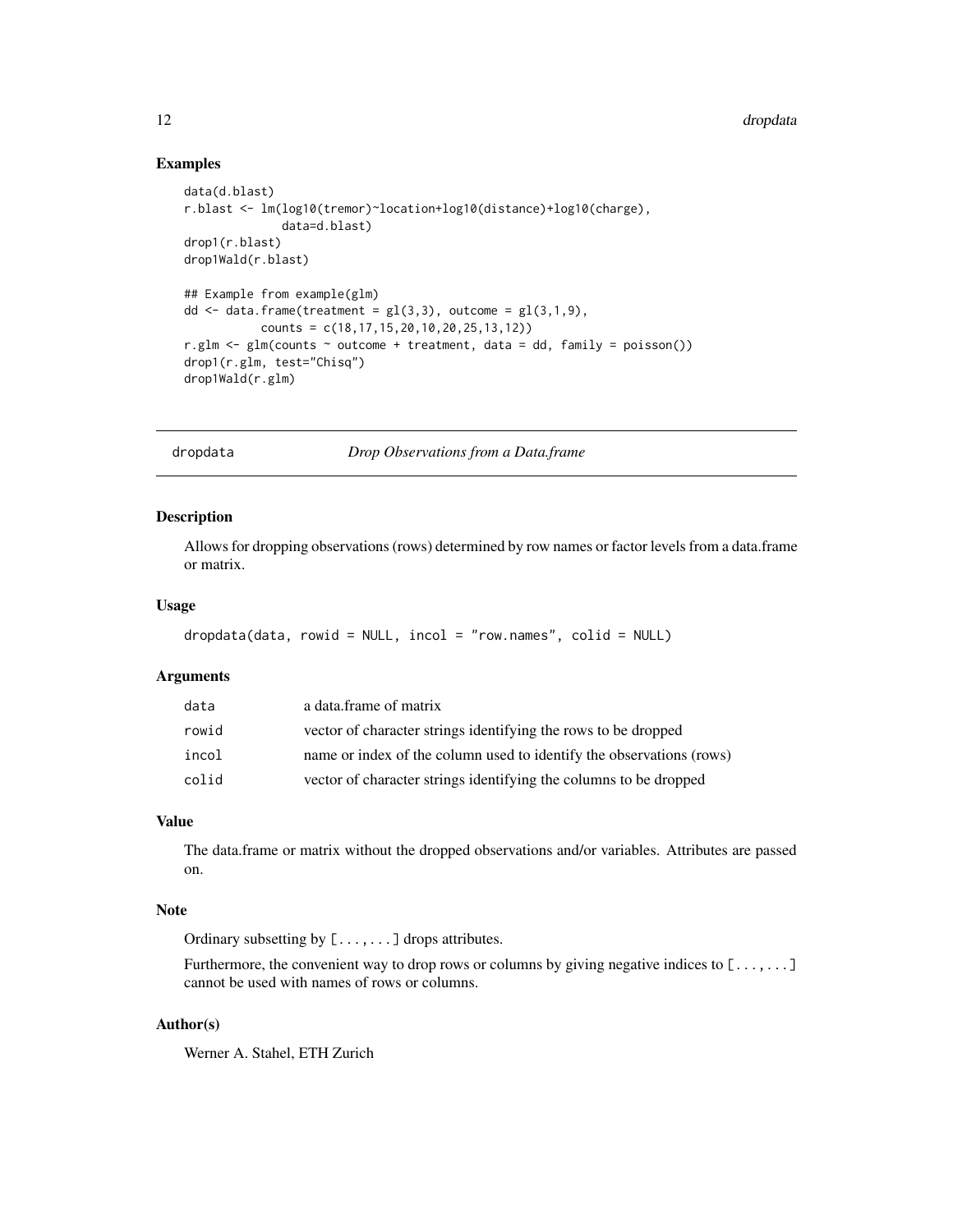### Examples

```
data(d.blast)
r.blast <- lm(log10(tremor)~location+log10(distance)+log10(charge),
              data=d.blast)
drop1(r.blast)
drop1Wald(r.blast)

## Example from example(glm)
dd <- data.frame(treatment = gl(3,3), outcome = gl(3,1,9),
           counts = c(18,17,15,20,10,20,25,13,12))
r.glm <- glm(counts ~ outcome + treatment, data = dd, family = poisson())
drop1(r.glm, test="Chisq")
drop1Wald(r.glm)
```

---

## dropdata *Drop Observations from a Data.frame*

---

### Description

Allows for dropping observations (rows) determined by row names or factor levels from a data.frame or matrix.

### Usage

```
dropdata(data, rowid = NULL, incol = "row.names", colid = NULL)
```

### Arguments

| | |
|---|---|
| `data` | a data.frame of matrix |
| `rowid` | vector of character strings identifying the rows to be dropped |
| `incol` | name or index of the column used to identify the observations (rows) |
| `colid` | vector of character strings identifying the columns to be dropped |

### Value

The data.frame or matrix without the dropped observations and/or variables. Attributes are passed on.

### Note

Ordinary subsetting by `[...,...]` drops attributes.

Furthermore, the convenient way to drop rows or columns by giving negative indices to `[...,...]` cannot be used with names of rows or columns.

### Author(s)

Werner A. Stahel, ETH Zurich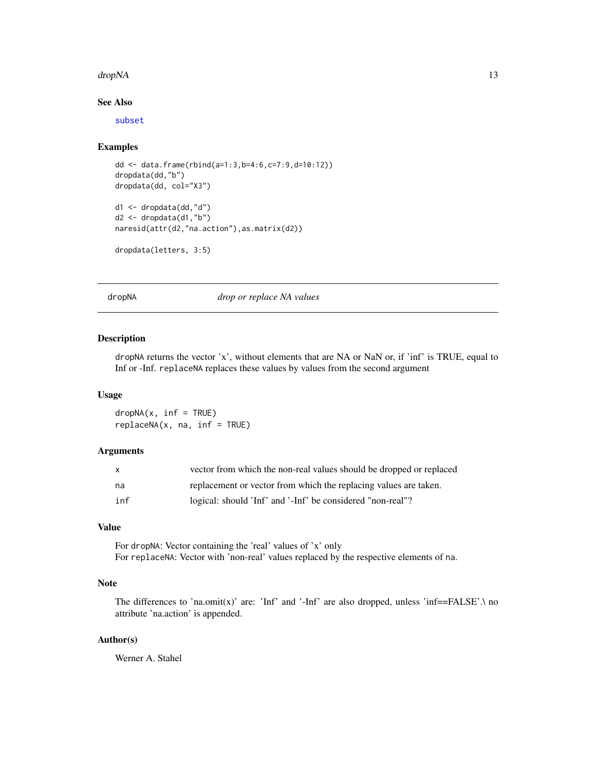## See Also

subset

## Examples

```
dd <- data.frame(rbind(a=1:3,b=4:6,c=7:9,d=10:12))
dropdata(dd,"b")
dropdata(dd, col="X3")

d1 <- dropdata(dd,"d")
d2 <- dropdata(d1,"b")
naresid(attr(d2,"na.action"),as.matrix(d2))

dropdata(letters, 3:5)
```

---

# dropNA *drop or replace NA values*

## Description

dropNA returns the vector 'x', without elements that are NA or NaN or, if 'inf' is TRUE, equal to Inf or -Inf. replaceNA replaces these values by values from the second argument

## Usage

```
dropNA(x, inf = TRUE)
replaceNA(x, na, inf = TRUE)
```

## Arguments

| | |
|---|---|
| x | vector from which the non-real values should be dropped or replaced |
| na | replacement or vector from which the replacing values are taken. |
| inf | logical: should 'Inf' and '-Inf' be considered "non-real"? |

## Value

For dropNA: Vector containing the 'real' values of 'x' only
For replaceNA: Vector with 'non-real' values replaced by the respective elements of na.

## Note

The differences to 'na.omit(x)' are: 'Inf' and '-Inf' are also dropped, unless 'inf==FALSE'.\ no attribute 'na.action' is appended.

## Author(s)

Werner A. Stahel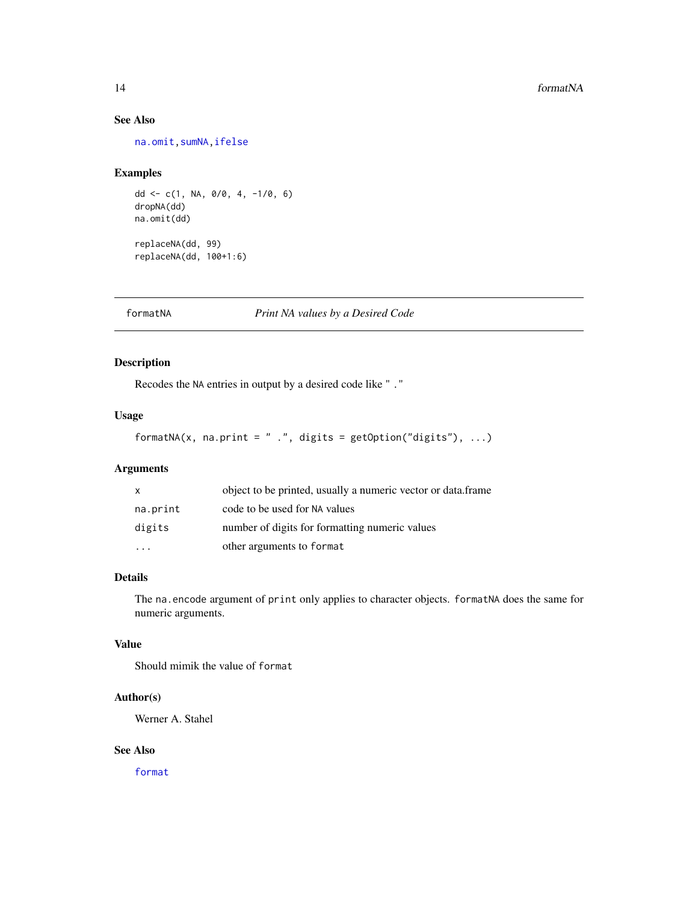### See Also

na.omit, sumNA, ifelse

### Examples

```
dd <- c(1, NA, 0/0, 4, -1/0, 6)
dropNA(dd)
na.omit(dd)

replaceNA(dd, 99)
replaceNA(dd, 100+1:6)
```

---

## formatNA — *Print NA values by a Desired Code*

### Description

Recodes the `NA` entries in output by a desired code like " ."

### Usage

```
formatNA(x, na.print = " .", digits = getOption("digits"), ...)
```

### Arguments

| | |
|---|---|
| `x` | object to be printed, usually a numeric vector or data.frame |
| `na.print` | code to be used for `NA` values |
| `digits` | number of digits for formatting numeric values |
| `...` | other arguments to `format` |

### Details

The `na.encode` argument of `print` only applies to character objects. `formatNA` does the same for numeric arguments.

### Value

Should mimik the value of `format`

### Author(s)

Werner A. Stahel

### See Also

format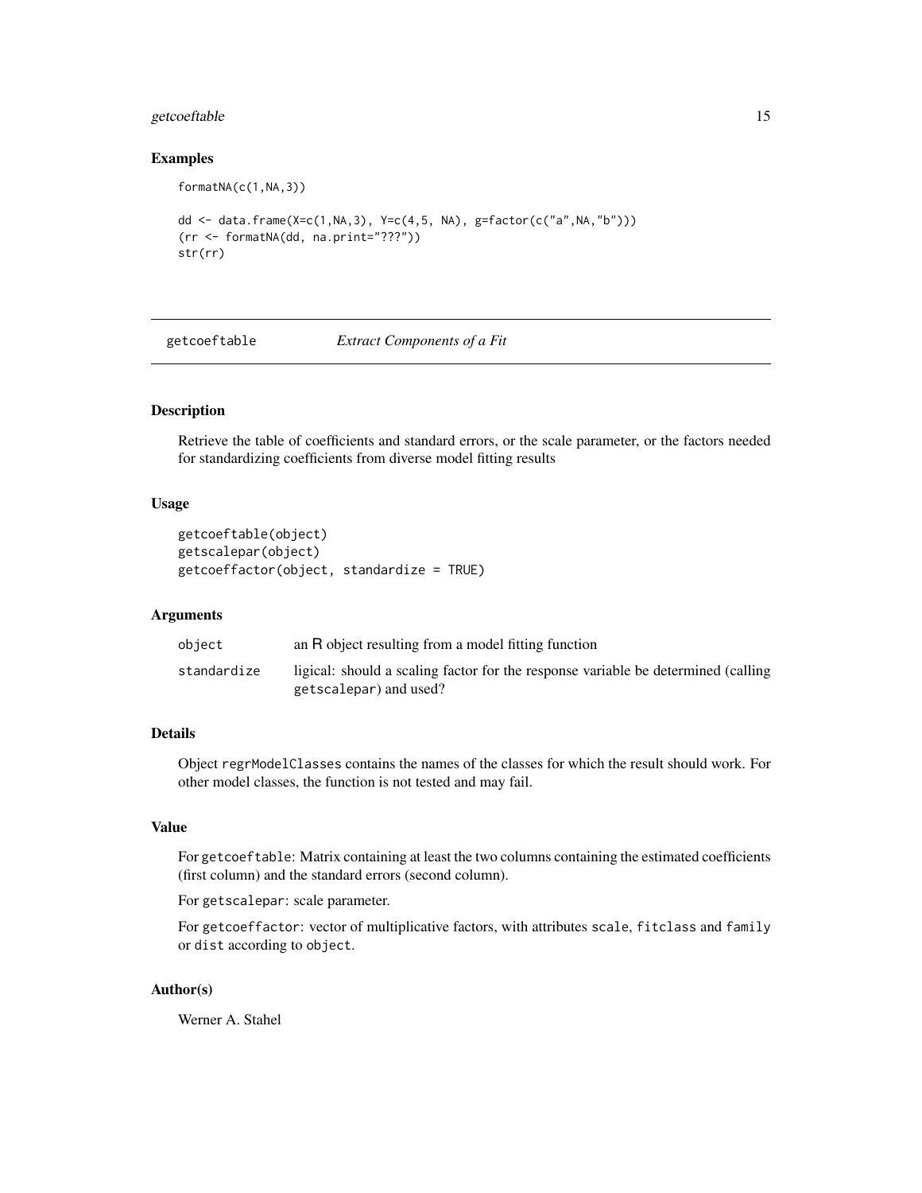## Examples

```
formatNA(c(1,NA,3))

dd <- data.frame(X=c(1,NA,3), Y=c(4,5, NA), g=factor(c("a",NA,"b")))
(rr <- formatNA(dd, na.print="???"))
str(rr)
```

---

# getcoeftable *Extract Components of a Fit*

---

## Description

Retrieve the table of coefficients and standard errors, or the scale parameter, or the factors needed for standardizing coefficients from diverse model fitting results

## Usage

```
getcoeftable(object)
getscalepar(object)
getcoeffactor(object, standardize = TRUE)
```

## Arguments

| | |
|---|---|
| `object` | an R object resulting from a model fitting function |
| `standardize` | ligical: should a scaling factor for the response variable be determined (calling `getscalepar`) and used? |

## Details

Object `regrModelClasses` contains the names of the classes for which the result should work. For other model classes, the function is not tested and may fail.

## Value

For `getcoeftable`: Matrix containing at least the two columns containing the estimated coefficients (first column) and the standard errors (second column).

For `getscalepar`: scale parameter.

For `getcoeffactor`: vector of multiplicative factors, with attributes `scale`, `fitclass` and `family` or `dist` according to `object`.

## Author(s)

Werner A. Stahel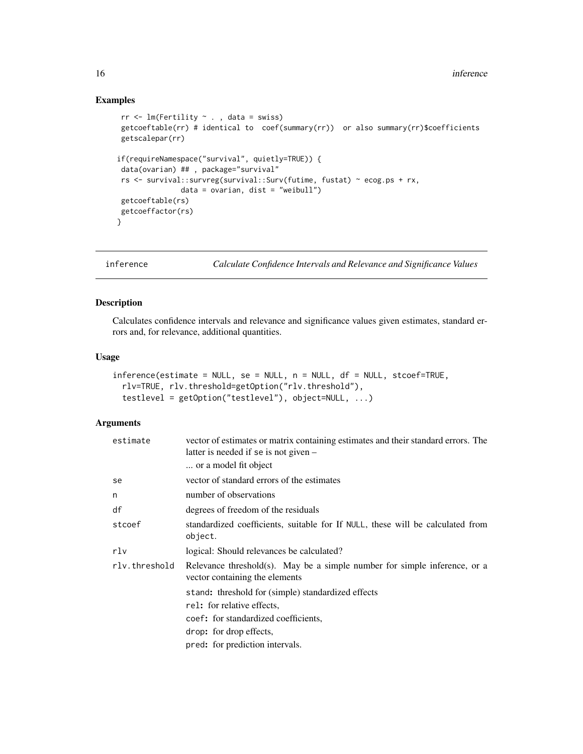## Examples

```
rr <- lm(Fertility ~ . , data = swiss)
getcoeftable(rr) # identical to  coef(summary(rr))  or also summary(rr)$coefficients
getscalepar(rr)

if(requireNamespace("survival", quietly=TRUE)) {
 data(ovarian) ## , package="survival"
 rs <- survival::survreg(survival::Surv(futime, fustat) ~ ecog.ps + rx,
               data = ovarian, dist = "weibull")
 getcoeftable(rs)
 getcoeffactor(rs)
}
```

---

## inference — *Calculate Confidence Intervals and Relevance and Significance Values*

### Description

Calculates confidence intervals and relevance and significance values given estimates, standard errors and, for relevance, additional quantities.

### Usage

```
inference(estimate = NULL, se = NULL, n = NULL, df = NULL, stcoef=TRUE,
  rlv=TRUE, rlv.threshold=getOption("rlv.threshold"),
  testlevel = getOption("testlevel"), object=NULL, ...)
```

### Arguments

| | |
|---|---|
| `estimate` | vector of estimates or matrix containing estimates and their standard errors. The latter is needed if `se` is not given – ... or a model fit object |
| `se` | vector of standard errors of the estimates |
| `n` | number of observations |
| `df` | degrees of freedom of the residuals |
| `stcoef` | standardized coefficients, suitable for If `NULL`, these will be calculated from `object`. |
| `rlv` | logical: Should relevances be calculated? |
| `rlv.threshold` | Relevance threshold(s). May be a simple number for simple inference, or a vector containing the elements<br>`stand`**:** threshold for (simple) standardized effects<br>`rel`**:** for relative effects,<br>`coef`**:** for standardized coefficients,<br>`drop`**:** for drop effects,<br>`pred`**:** for prediction intervals. |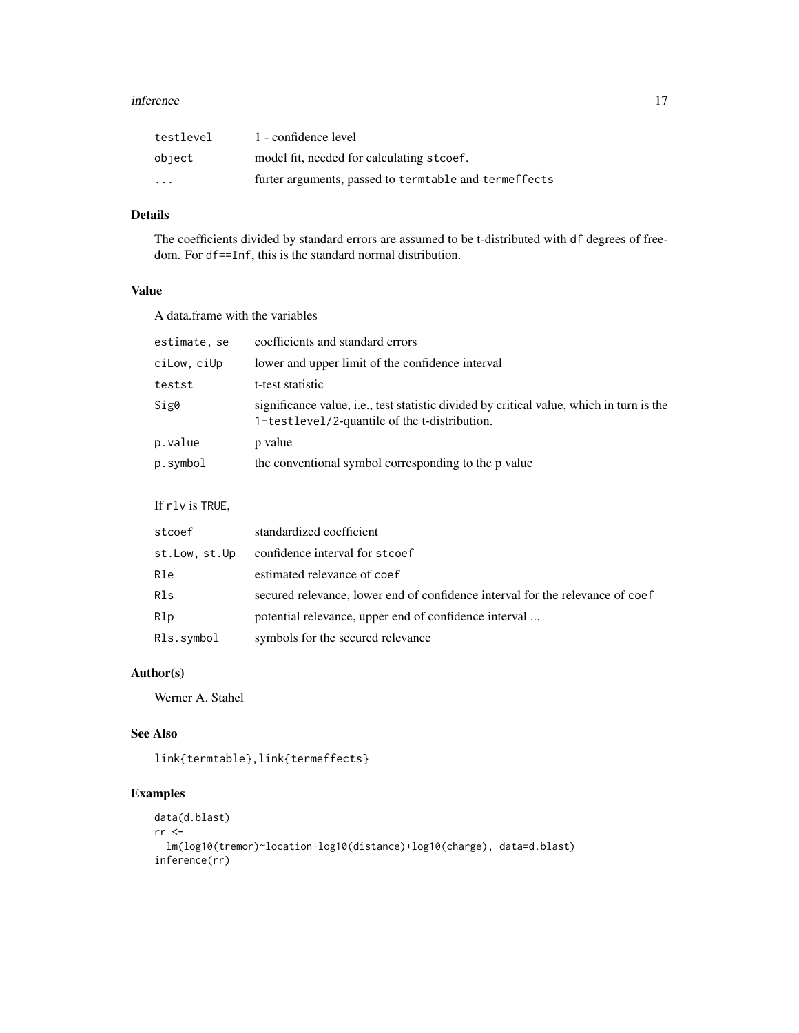| | |
|---|---|
| `testlevel` | 1 - confidence level |
| `object` | model fit, needed for calculating `stcoef`. |
| `...` | furter arguments, passed to `termtable` and `termeffects` |

## Details

The coefficients divided by standard errors are assumed to be t-distributed with `df` degrees of freedom. For `df==Inf`, this is the standard normal distribution.

## Value

A data.frame with the variables

| | |
|---|---|
| `estimate, se` | coefficients and standard errors |
| `ciLow, ciUp` | lower and upper limit of the confidence interval |
| `testst` | t-test statistic |
| `Sig0` | significance value, i.e., test statistic divided by critical value, which in turn is the `1-testlevel/2`-quantile of the t-distribution. |
| `p.value` | p value |
| `p.symbol` | the conventional symbol corresponding to the p value |

If `rlv` is `TRUE`,

| | |
|---|---|
| `stcoef` | standardized coefficient |
| `st.Low, st.Up` | confidence interval for `stcoef` |
| `Rle` | estimated relevance of `coef` |
| `Rls` | secured relevance, lower end of confidence interval for the relevance of `coef` |
| `Rlp` | potential relevance, upper end of confidence interval ... |
| `Rls.symbol` | symbols for the secured relevance |

## Author(s)

Werner A. Stahel

## See Also

`link{termtable},link{termeffects}`

## Examples

```
data(d.blast)
rr <-
  lm(log10(tremor)~location+log10(distance)+log10(charge), data=d.blast)
inference(rr)
```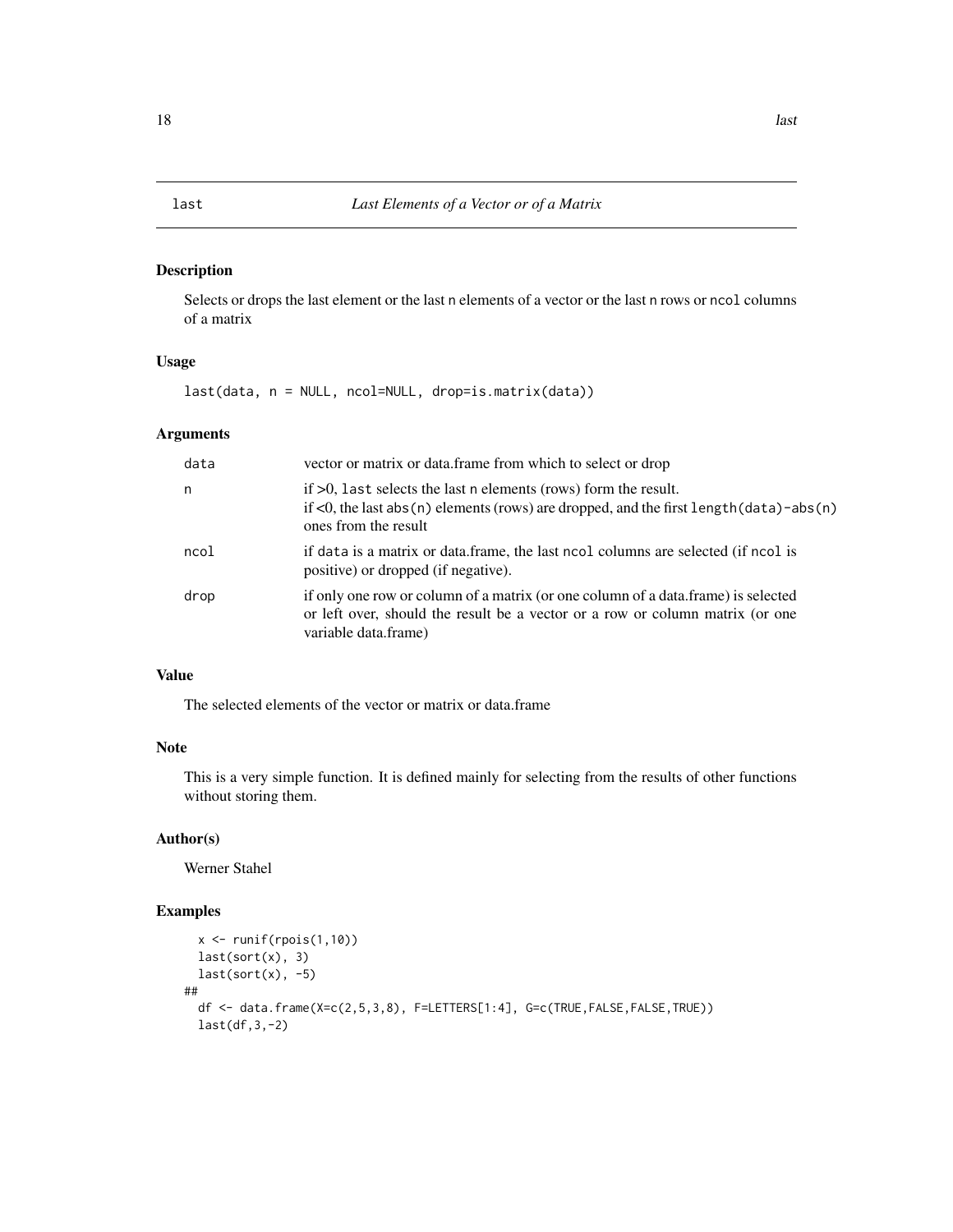# last — *Last Elements of a Vector or of a Matrix*

## Description

Selects or drops the last element or the last n elements of a vector or the last n rows or ncol columns of a matrix

## Usage

```
last(data, n = NULL, ncol=NULL, drop=is.matrix(data))
```

## Arguments

| | |
|---|---|
| data | vector or matrix or data.frame from which to select or drop |
| n | if >0, last selects the last n elements (rows) form the result.<br>if <0, the last abs(n) elements (rows) are dropped, and the first length(data)-abs(n) ones from the result |
| ncol | if data is a matrix or data.frame, the last ncol columns are selected (if ncol is positive) or dropped (if negative). |
| drop | if only one row or column of a matrix (or one column of a data.frame) is selected or left over, should the result be a vector or a row or column matrix (or one variable data.frame) |

## Value

The selected elements of the vector or matrix or data.frame

## Note

This is a very simple function. It is defined mainly for selecting from the results of other functions without storing them.

## Author(s)

Werner Stahel

## Examples

```
   x <- runif(rpois(1,10))
   last(sort(x), 3)
   last(sort(x), -5)
##
  df <- data.frame(X=c(2,5,3,8), F=LETTERS[1:4], G=c(TRUE,FALSE,FALSE,TRUE))
  last(df,3,-2)
```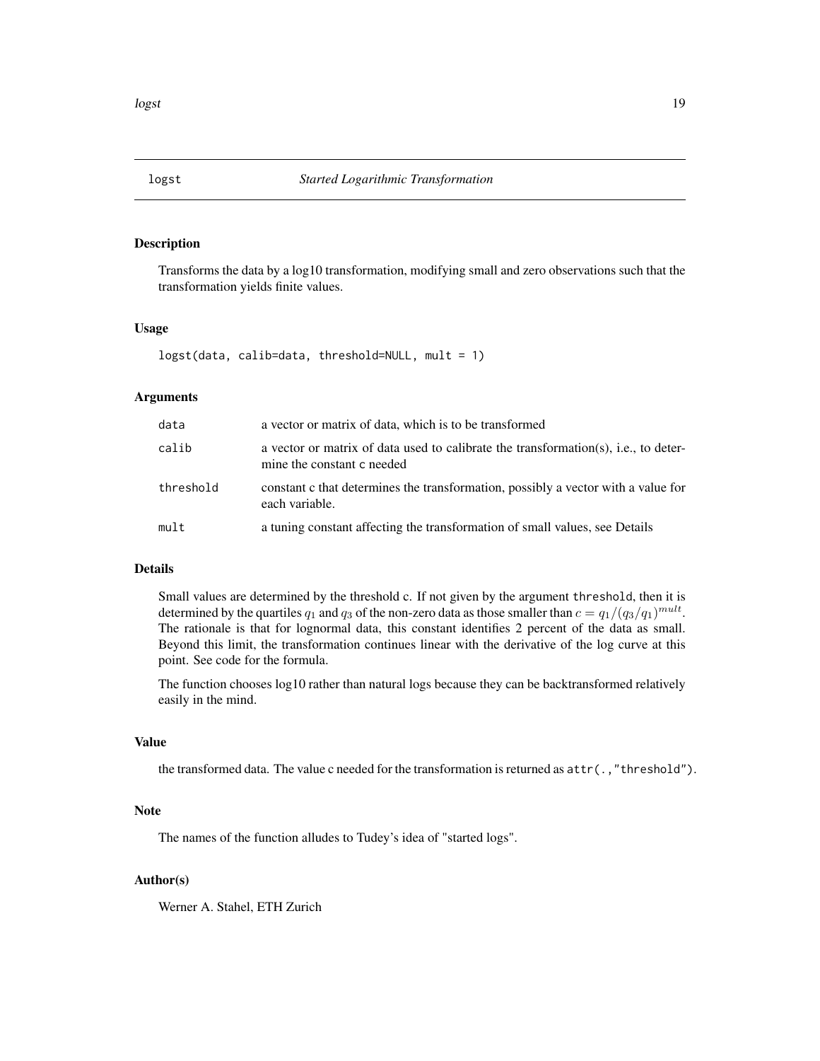## logst *Started Logarithmic Transformation*

### Description

Transforms the data by a log10 transformation, modifying small and zero observations such that the transformation yields finite values.

### Usage

```
logst(data, calib=data, threshold=NULL, mult = 1)
```

### Arguments

| | |
|---|---|
| data | a vector or matrix of data, which is to be transformed |
| calib | a vector or matrix of data used to calibrate the transformation(s), i.e., to determine the constant c needed |
| threshold | constant c that determines the transformation, possibly a vector with a value for each variable. |
| mult | a tuning constant affecting the transformation of small values, see Details |

### Details

Small values are determined by the threshold c. If not given by the argument `threshold`, then it is determined by the quartiles $q_1$ and $q_3$ of the non-zero data as those smaller than $c = q_1/(q_3/q_1)^{mult}$. The rationale is that for lognormal data, this constant identifies 2 percent of the data as small. Beyond this limit, the transformation continues linear with the derivative of the log curve at this point. See code for the formula.

The function chooses log10 rather than natural logs because they can be backtransformed relatively easily in the mind.

### Value

the transformed data. The value c needed for the transformation is returned as `attr(.,"threshold")`.

### Note

The names of the function alludes to Tudey's idea of "started logs".

### Author(s)

Werner A. Stahel, ETH Zurich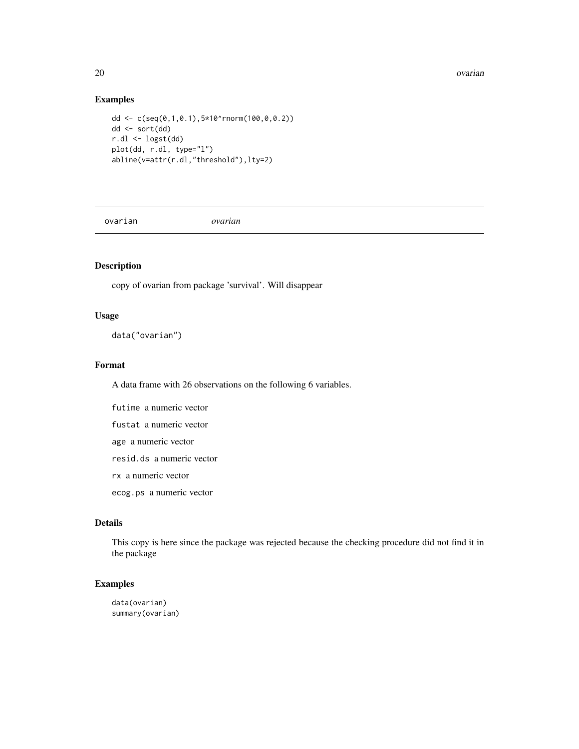## Examples

```
dd <- c(seq(0,1,0.1),5*10^rnorm(100,0,0.2))
dd <- sort(dd)
r.dl <- logst(dd)
plot(dd, r.dl, type="l")
abline(v=attr(r.dl,"threshold"),lty=2)
```

---

# ovarian *ovarian*

---

## Description

copy of ovarian from package 'survival'. Will disappear

## Usage

```
data("ovarian")
```

## Format

A data frame with 26 observations on the following 6 variables.

- `futime` a numeric vector
- `fustat` a numeric vector
- `age` a numeric vector
- `resid.ds` a numeric vector
- `rx` a numeric vector
- `ecog.ps` a numeric vector

## Details

This copy is here since the package was rejected because the checking procedure did not find it in the package

## Examples

```
data(ovarian)
summary(ovarian)
```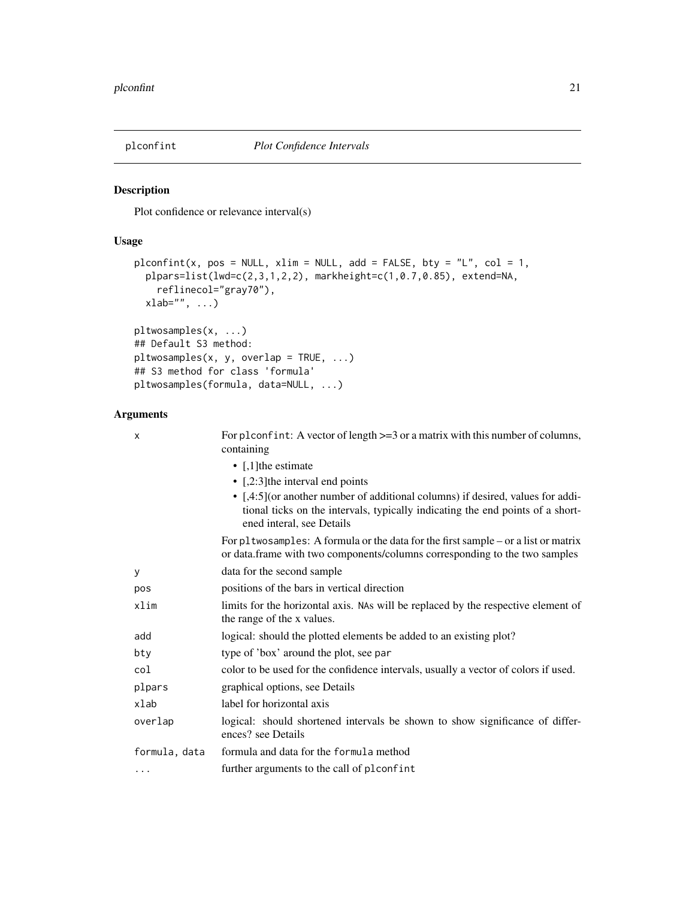plconfint *Plot Confidence Intervals*

## Description

Plot confidence or relevance interval(s)

## Usage

```
plconfint(x, pos = NULL, xlim = NULL, add = FALSE, bty = "L", col = 1,
  plpars=list(lwd=c(2,3,1,2,2), markheight=c(1,0.7,0.85), extend=NA,
    reflinecol="gray70"),
  xlab="", ...)

pltwosamples(x, ...)
## Default S3 method:
pltwosamples(x, y, overlap = TRUE, ...)
## S3 method for class 'formula'
pltwosamples(formula, data=NULL, ...)
```

## Arguments

| | |
|---|---|
| `x` | For `plconfint`: A vector of length >=3 or a matrix with this number of columns, containing <br>• [,1]the estimate <br>• [,2:3]the interval end points <br>• [,4:5](or another number of additional columns) if desired, values for additional ticks on the intervals, typically indicating the end points of a shortened interal, see Details <br><br>For `pltwosamples`: A formula or the data for the first sample – or a list or matrix or data.frame with two components/columns corresponding to the two samples |
| `y` | data for the second sample |
| `pos` | positions of the bars in vertical direction |
| `xlim` | limits for the horizontal axis. `NA`s will be replaced by the respective element of the range of the x values. |
| `add` | logical: should the plotted elements be added to an existing plot? |
| `bty` | type of 'box' around the plot, see `par` |
| `col` | color to be used for the confidence intervals, usually a vector of colors if used. |
| `plpars` | graphical options, see Details |
| `xlab` | label for horizontal axis |
| `overlap` | logical: should shortened intervals be shown to show significance of differences? see Details |
| `formula, data` | formula and data for the `formula` method |
| `...` | further arguments to the call of `plconfint` |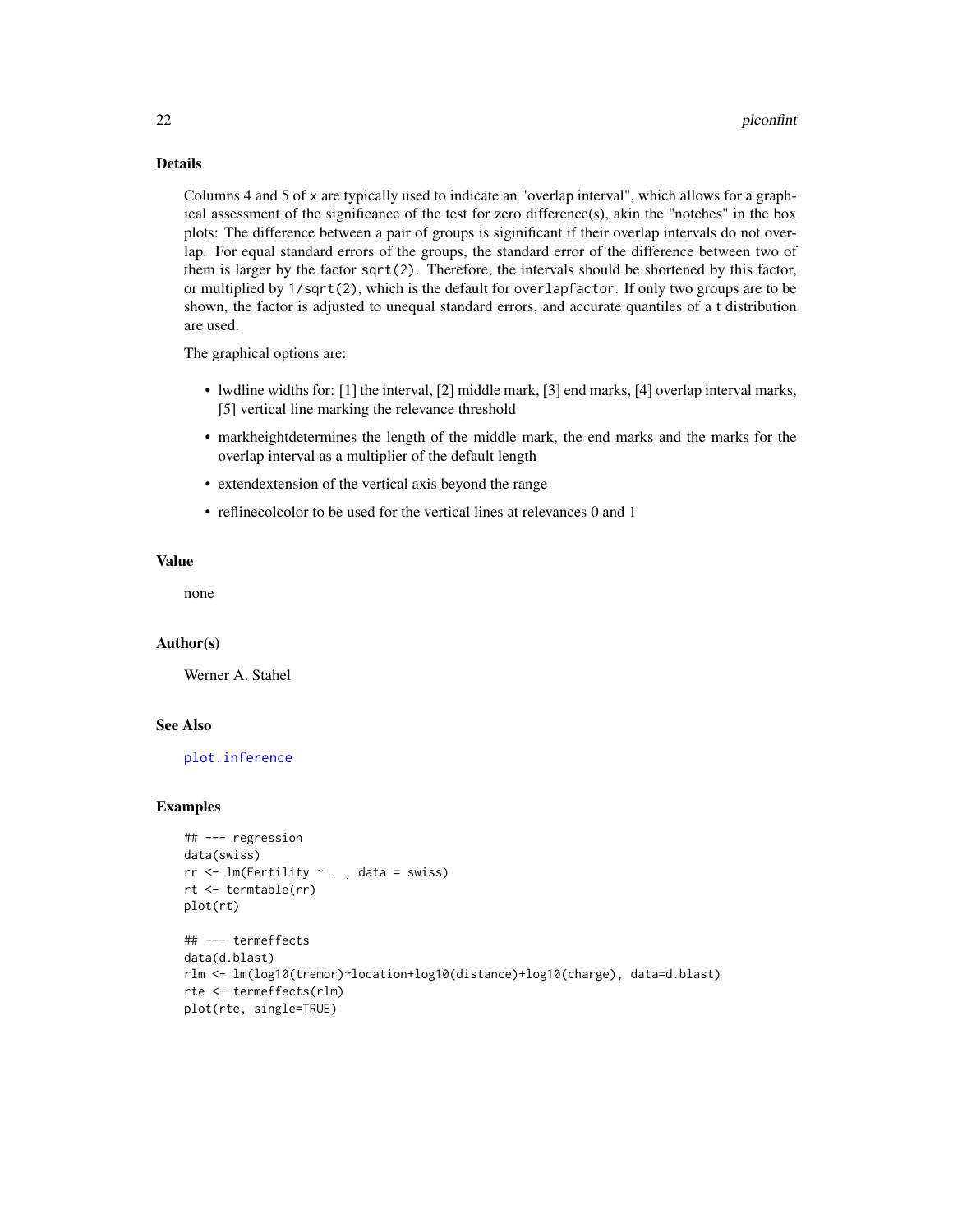### Details

Columns 4 and 5 of `x` are typically used to indicate an "overlap interval", which allows for a graphical assessment of the significance of the test for zero difference(s), akin the "notches" in the box plots: The difference between a pair of groups is siginificant if their overlap intervals do not overlap. For equal standard errors of the groups, the standard error of the difference between two of them is larger by the factor `sqrt(2)`. Therefore, the intervals should be shortened by this factor, or multiplied by `1/sqrt(2)`, which is the default for `overlapfactor`. If only two groups are to be shown, the factor is adjusted to unequal standard errors, and accurate quantiles of a t distribution are used.

The graphical options are:

- lwdline widths for: [1] the interval, [2] middle mark, [3] end marks, [4] overlap interval marks, [5] vertical line marking the relevance threshold
- markheightdetermines the length of the middle mark, the end marks and the marks for the overlap interval as a multiplier of the default length
- extendextension of the vertical axis beyond the range
- reflinecolcolor to be used for the vertical lines at relevances 0 and 1

### Value

none

### Author(s)

Werner A. Stahel

### See Also

`plot.inference`

### Examples

```
## --- regression
data(swiss)
rr <- lm(Fertility ~ . , data = swiss)
rt <- termtable(rr)
plot(rt)

## --- termeffects
data(d.blast)
rlm <- lm(log10(tremor)~location+log10(distance)+log10(charge), data=d.blast)
rte <- termeffects(rlm)
plot(rte, single=TRUE)
```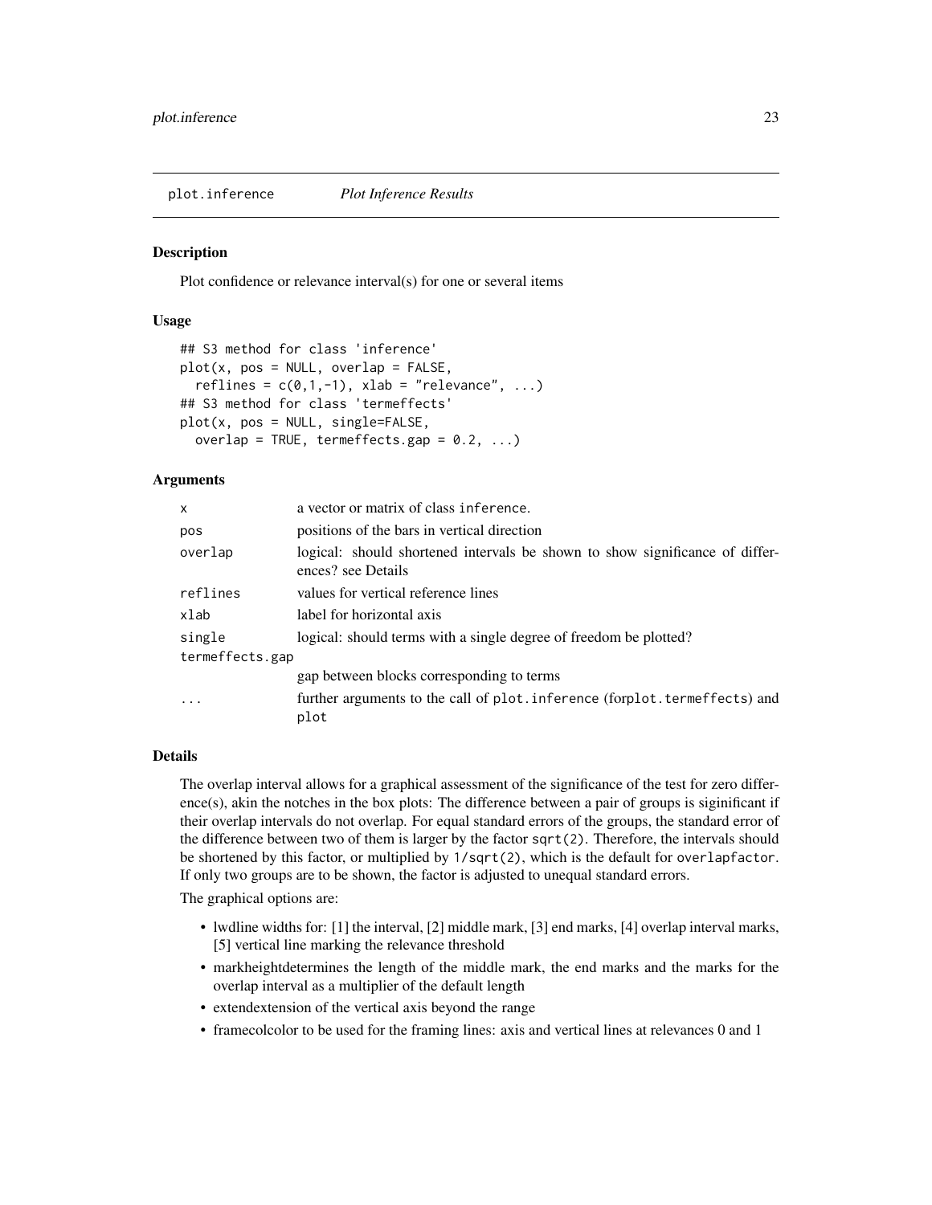plot.inference *Plot Inference Results*

## Description

Plot confidence or relevance interval(s) for one or several items

## Usage

```
## S3 method for class 'inference'
plot(x, pos = NULL, overlap = FALSE,
  reflines = c(0,1,-1), xlab = "relevance", ...)
## S3 method for class 'termeffects'
plot(x, pos = NULL, single=FALSE,
  overlap = TRUE, termeffects.gap = 0.2, ...)
```

## Arguments

| | |
|---|---|
| `x` | a vector or matrix of class `inference`. |
| `pos` | positions of the bars in vertical direction |
| `overlap` | logical: should shortened intervals be shown to show significance of differences? see Details |
| `reflines` | values for vertical reference lines |
| `xlab` | label for horizontal axis |
| `single` | logical: should terms with a single degree of freedom be plotted? |
| `termeffects.gap` | gap between blocks corresponding to terms |
| `...` | further arguments to the call of `plot.inference` (for`plot.termeffects`) and `plot` |

## Details

The overlap interval allows for a graphical assessment of the significance of the test for zero difference(s), akin the notches in the box plots: The difference between a pair of groups is siginificant if their overlap intervals do not overlap. For equal standard errors of the groups, the standard error of the difference between two of them is larger by the factor `sqrt(2)`. Therefore, the intervals should be shortened by this factor, or multiplied by `1/sqrt(2)`, which is the default for `overlapfactor`. If only two groups are to be shown, the factor is adjusted to unequal standard errors.

The graphical options are:

- lwdline widths for: [1] the interval, [2] middle mark, [3] end marks, [4] overlap interval marks, [5] vertical line marking the relevance threshold
- markheightdetermines the length of the middle mark, the end marks and the marks for the overlap interval as a multiplier of the default length
- extendextension of the vertical axis beyond the range
- framecolcolor to be used for the framing lines: axis and vertical lines at relevances 0 and 1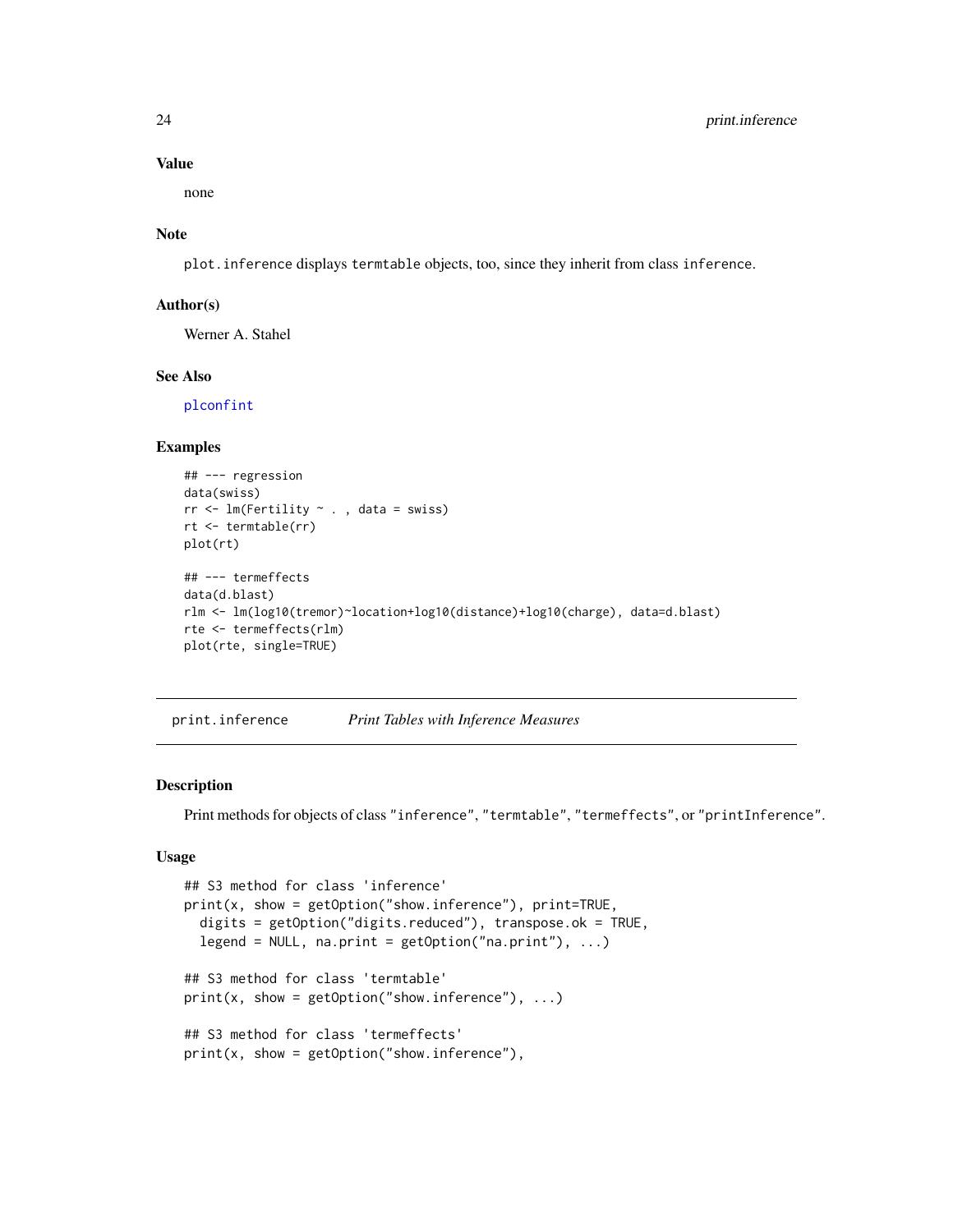### Value

none

### Note

`plot.inference` displays `termtable` objects, too, since they inherit from class `inference`.

### Author(s)

Werner A. Stahel

### See Also

`plconfint`

### Examples

```
## --- regression
data(swiss)
rr <- lm(Fertility ~ . , data = swiss)
rt <- termtable(rr)
plot(rt)

## --- termeffects
data(d.blast)
rlm <- lm(log10(tremor)~location+log10(distance)+log10(charge), data=d.blast)
rte <- termeffects(rlm)
plot(rte, single=TRUE)
```

---

## print.inference — *Print Tables with Inference Measures*

---

### Description

Print methods for objects of class `"inference"`, `"termtable"`, `"termeffects"`, or `"printInference"`.

### Usage

```
## S3 method for class 'inference'
print(x, show = getOption("show.inference"), print=TRUE,
  digits = getOption("digits.reduced"), transpose.ok = TRUE,
  legend = NULL, na.print = getOption("na.print"), ...)

## S3 method for class 'termtable'
print(x, show = getOption("show.inference"), ...)

## S3 method for class 'termeffects'
print(x, show = getOption("show.inference"),
```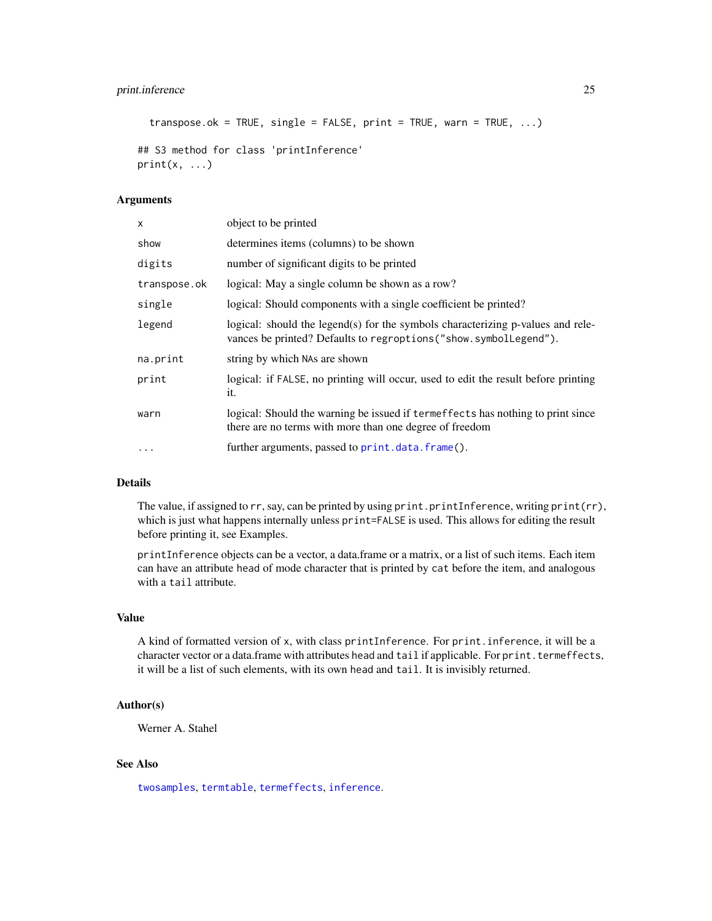```
  transpose.ok = TRUE, single = FALSE, print = TRUE, warn = TRUE, ...)

## S3 method for class 'printInference'
print(x, ...)
```

### Arguments

| | |
|---|---|
| x | object to be printed |
| show | determines items (columns) to be shown |
| digits | number of significant digits to be printed |
| transpose.ok | logical: May a single column be shown as a row? |
| single | logical: Should components with a single coefficient be printed? |
| legend | logical: should the legend(s) for the symbols characterizing p-values and relevances be printed? Defaults to `regroptions("show.symbolLegend")`. |
| na.print | string by which NAs are shown |
| print | logical: if FALSE, no printing will occur, used to edit the result before printing it. |
| warn | logical: Should the warning be issued if `termeffects` has nothing to print since there are no terms with more than one degree of freedom |
| ... | further arguments, passed to `print.data.frame()`. |

### Details

The value, if assigned to `rr`, say, can be printed by using `print.printInference`, writing `print(rr)`, which is just what happens internally unless `print=FALSE` is used. This allows for editing the result before printing it, see Examples.

`printInference` objects can be a vector, a data.frame or a matrix, or a list of such items. Each item can have an attribute `head` of mode character that is printed by `cat` before the item, and analogous with a `tail` attribute.

### Value

A kind of formatted version of `x`, with class `printInference`. For `print.inference`, it will be a character vector or a data.frame with attributes `head` and `tail` if applicable. For `print.termeffects`, it will be a list of such elements, with its own `head` and `tail`. It is invisibly returned.

### Author(s)

Werner A. Stahel

### See Also

`twosamples`, `termtable`, `termeffects`, `inference`.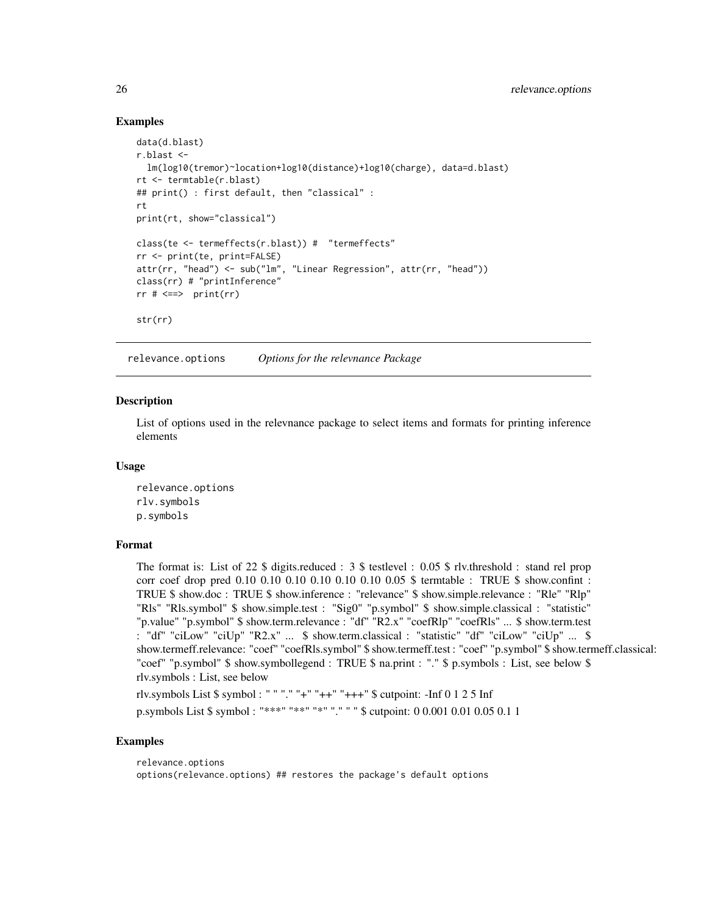## Examples

```
data(d.blast)
r.blast <-
  lm(log10(tremor)~location+log10(distance)+log10(charge), data=d.blast)
rt <- termtable(r.blast)
## print() : first default, then "classical" :
rt
print(rt, show="classical")

class(te <- termeffects(r.blast)) #  "termeffects"
rr <- print(te, print=FALSE)
attr(rr, "head") <- sub("lm", "Linear Regression", attr(rr, "head"))
class(rr) # "printInference"
rr # <==>  print(rr)

str(rr)
```

---

relevance.options    *Options for the relevnance Package*

---

## Description

List of options used in the relevnance package to select items and formats for printing inference elements

## Usage

```
relevance.options
rlv.symbols
p.symbols
```

## Format

The format is: List of 22 $ digits.reduced : 3 $ testlevel : 0.05 $ rlv.threshold : stand rel prop corr coef drop pred 0.10 0.10 0.10 0.10 0.10 0.10 0.05 $ termtable : TRUE $ show.confint : TRUE $ show.doc : TRUE $ show.inference : "relevance" $ show.simple.relevance : "Rle" "Rlp" "Rls" "Rls.symbol" $ show.simple.test : "Sig0" "p.symbol" $ show.simple.classical : "statistic" "p.value" "p.symbol" $ show.term.relevance : "df" "R2.x" "coefRlp" "coefRls" ... $ show.term.test : "df" "ciLow" "ciUp" "R2.x" ... $ show.term.classical : "statistic" "df" "ciLow" "ciUp" ... $ show.termeff.relevance: "coef" "coefRls.symbol" $ show.termeff.test : "coef" "p.symbol" $ show.termeff.classical: "coef" "p.symbol" $ show.symbollegend : TRUE $ na.print : "." $ p.symbols : List, see below $ rlv.symbols : List, see below

rlv.symbols List $ symbol : " " "." "+" "++" "+++" $ cutpoint: -Inf 0 1 2 5 Inf

p.symbols List $ symbol : "***" "**" "*" "." " " $ cutpoint: 0 0.001 0.01 0.05 0.1 1

## Examples

```
relevance.options
options(relevance.options) ## restores the package's default options
```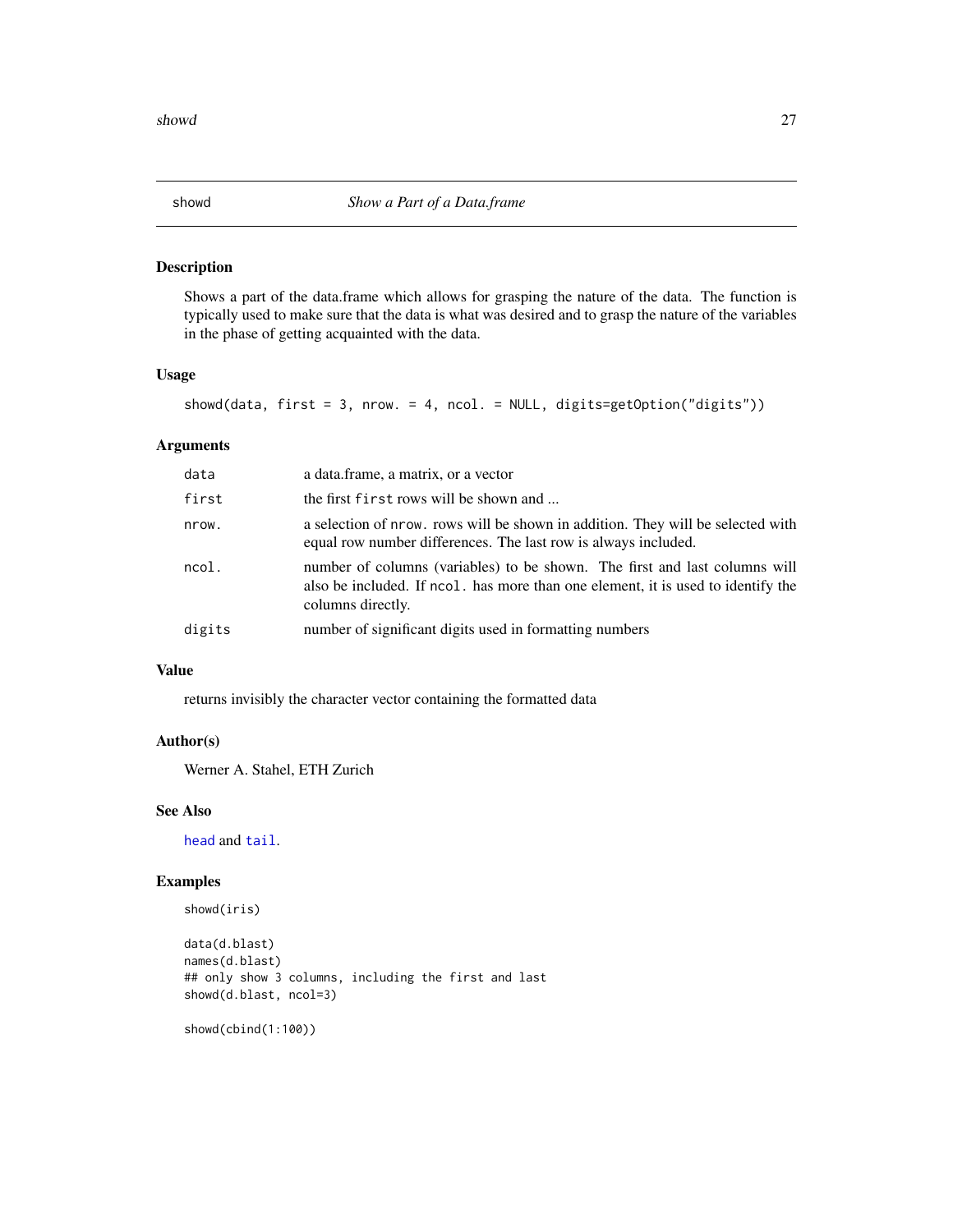# showd — *Show a Part of a Data.frame*

## Description

Shows a part of the data.frame which allows for grasping the nature of the data. The function is typically used to make sure that the data is what was desired and to grasp the nature of the variables in the phase of getting acquainted with the data.

## Usage

```
showd(data, first = 3, nrow. = 4, ncol. = NULL, digits=getOption("digits"))
```

## Arguments

| | |
|---|---|
| `data` | a data.frame, a matrix, or a vector |
| `first` | the first `first` rows will be shown and ... |
| `nrow.` | a selection of `nrow.` rows will be shown in addition. They will be selected with equal row number differences. The last row is always included. |
| `ncol.` | number of columns (variables) to be shown. The first and last columns will also be included. If `ncol.` has more than one element, it is used to identify the columns directly. |
| `digits` | number of significant digits used in formatting numbers |

## Value

returns invisibly the character vector containing the formatted data

## Author(s)

Werner A. Stahel, ETH Zurich

## See Also

`head` and `tail`.

## Examples

```
showd(iris)

data(d.blast)
names(d.blast)
## only show 3 columns, including the first and last
showd(d.blast, ncol=3)

showd(cbind(1:100))
```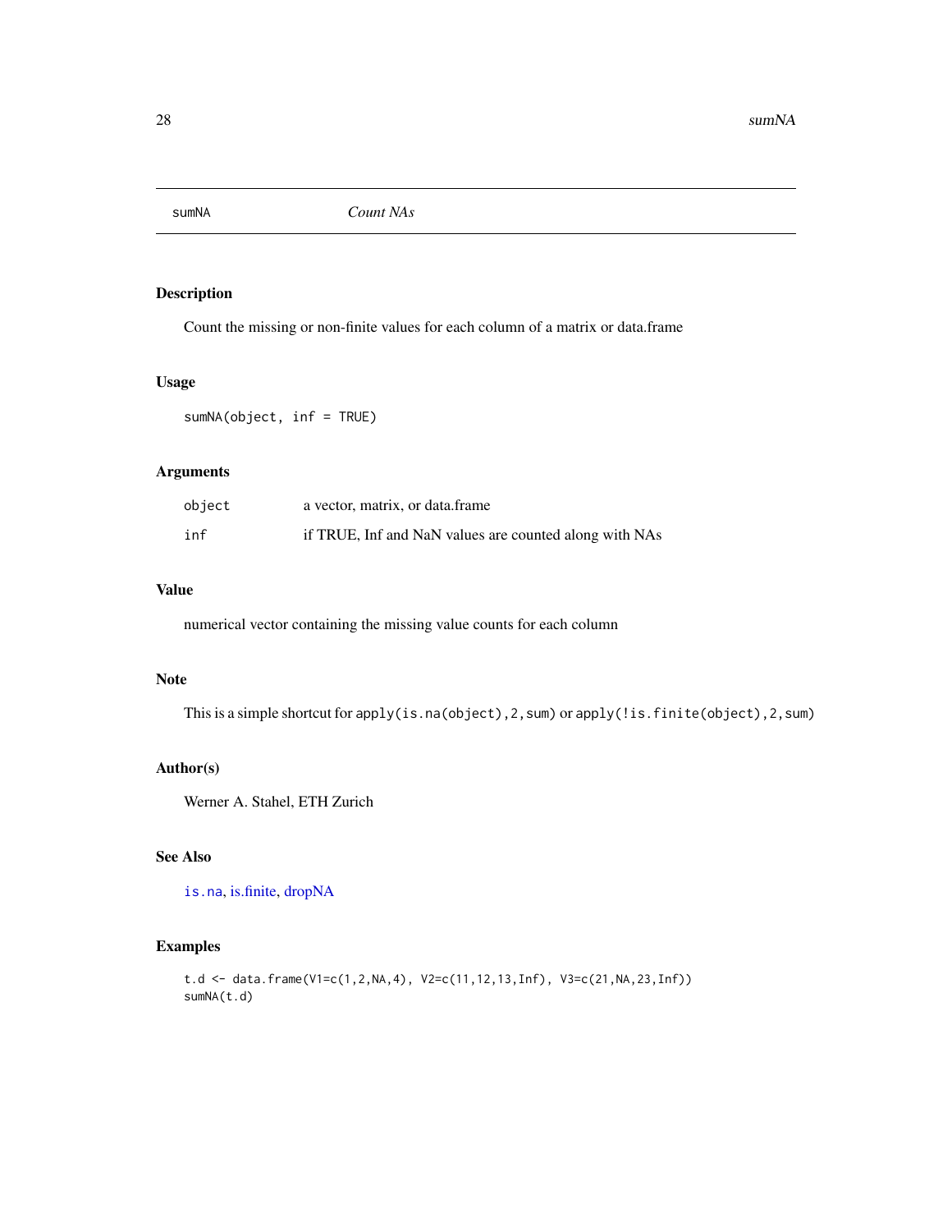# sumNA *Count NAs*

## Description

Count the missing or non-finite values for each column of a matrix or data.frame

## Usage

```
sumNA(object, inf = TRUE)
```

## Arguments

| | |
|---|---|
| `object` | a vector, matrix, or data.frame |
| `inf` | if TRUE, Inf and NaN values are counted along with NAs |

## Value

numerical vector containing the missing value counts for each column

## Note

This is a simple shortcut for `apply(is.na(object),2,sum)` or `apply(!is.finite(object),2,sum)`

## Author(s)

Werner A. Stahel, ETH Zurich

## See Also

`is.na`, is.finite, dropNA

## Examples

```
t.d <- data.frame(V1=c(1,2,NA,4), V2=c(11,12,13,Inf), V3=c(21,NA,23,Inf))
sumNA(t.d)
```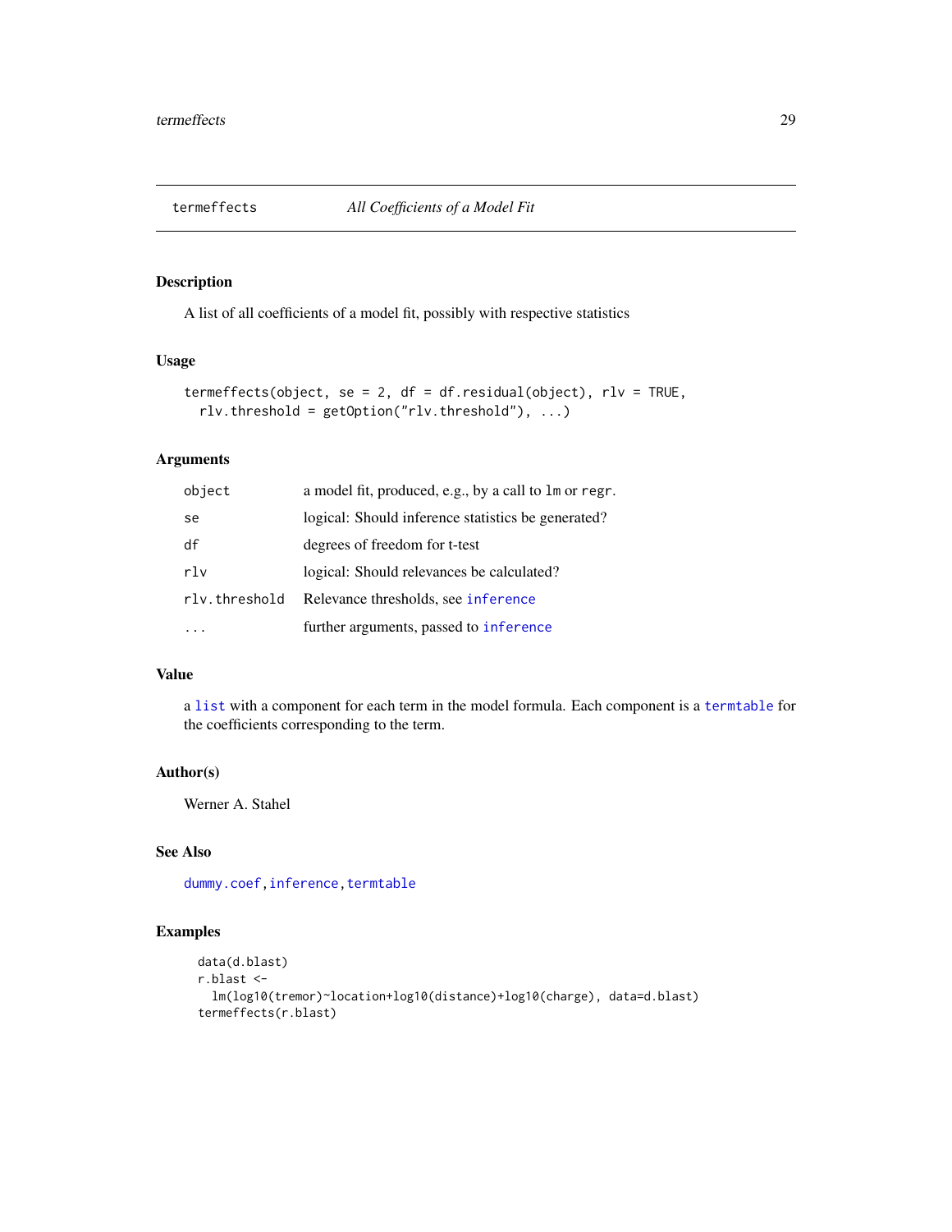## termeffects — *All Coefficients of a Model Fit*

### Description

A list of all coefficients of a model fit, possibly with respective statistics

### Usage

```
termeffects(object, se = 2, df = df.residual(object), rlv = TRUE,
  rlv.threshold = getOption("rlv.threshold"), ...)
```

### Arguments

| | |
|---|---|
| `object` | a model fit, produced, e.g., by a call to `lm` or `regr`. |
| `se` | logical: Should inference statistics be generated? |
| `df` | degrees of freedom for t-test |
| `rlv` | logical: Should relevances be calculated? |
| `rlv.threshold` | Relevance thresholds, see `inference` |
| `...` | further arguments, passed to `inference` |

### Value

a `list` with a component for each term in the model formula. Each component is a `termtable` for the coefficients corresponding to the term.

### Author(s)

Werner A. Stahel

### See Also

`dummy.coef`, `inference`, `termtable`

### Examples

```
data(d.blast)
r.blast <-
  lm(log10(tremor)~location+log10(distance)+log10(charge), data=d.blast)
termeffects(r.blast)
```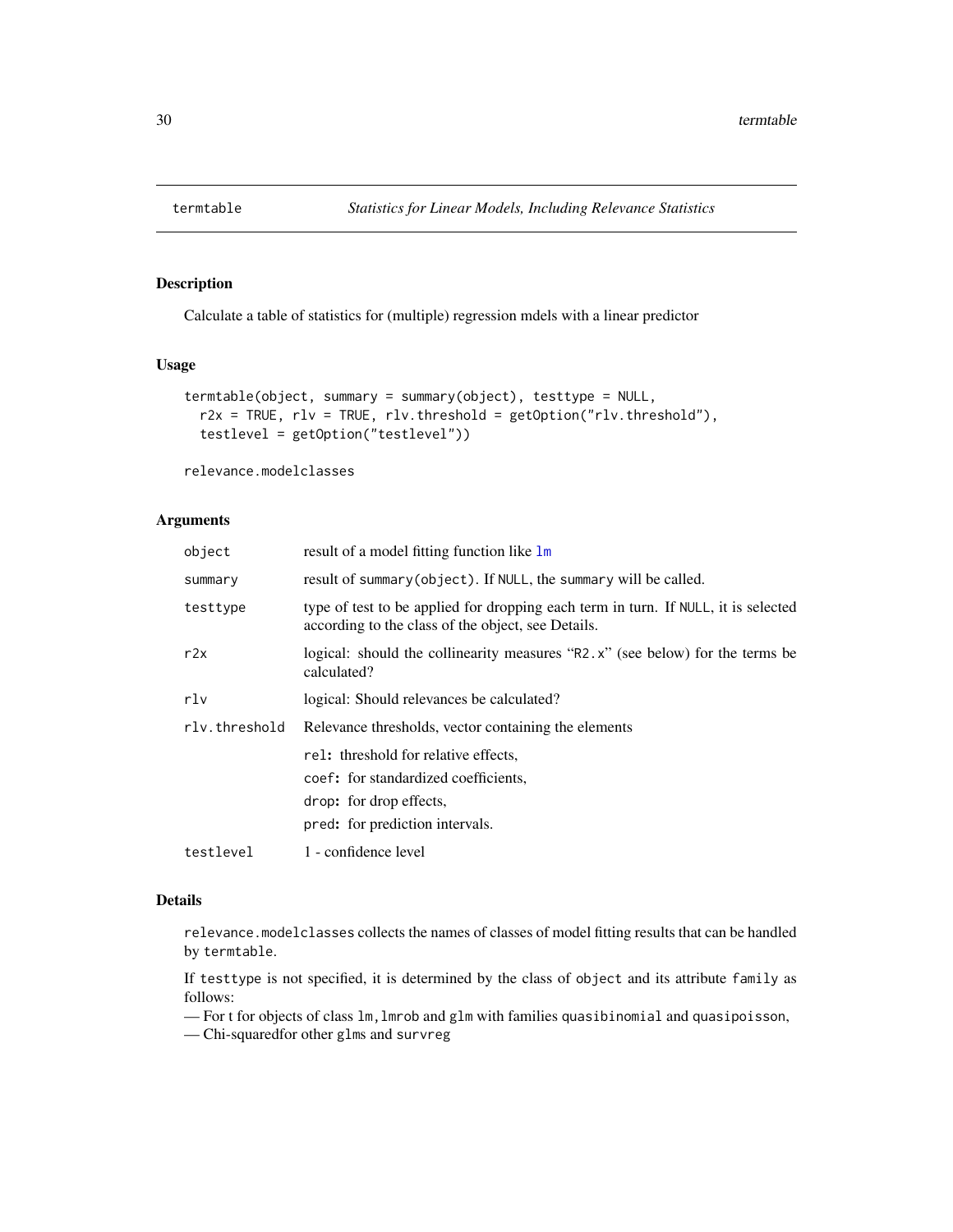## termtable — *Statistics for Linear Models, Including Relevance Statistics*

### Description

Calculate a table of statistics for (multiple) regression mdels with a linear predictor

### Usage

```
termtable(object, summary = summary(object), testtype = NULL,
  r2x = TRUE, rlv = TRUE, rlv.threshold = getOption("rlv.threshold"),
  testlevel = getOption("testlevel"))

relevance.modelclasses
```

### Arguments

| | |
|---|---|
| `object` | result of a model fitting function like `lm` |
| `summary` | result of `summary(object)`. If `NULL`, the `summary` will be called. |
| `testtype` | type of test to be applied for dropping each term in turn. If `NULL`, it is selected according to the class of the object, see Details. |
| `r2x` | logical: should the collinearity measures "`R2.x`" (see below) for the terms be calculated? |
| `rlv` | logical: Should relevances be calculated? |
| `rlv.threshold` | Relevance thresholds, vector containing the elements<br>`rel`: threshold for relative effects,<br>`coef`: for standardized coefficients,<br>`drop`: for drop effects,<br>`pred`: for prediction intervals. |
| `testlevel` | 1 - confidence level |

### Details

`relevance.modelclasses` collects the names of classes of model fitting results that can be handled by `termtable`.

If `testtype` is not specified, it is determined by the class of `object` and its attribute `family` as follows:
— For t for objects of class `lm`, `lmrob` and `glm` with families `quasibinomial` and `quasipoisson`,
— Chi-squaredfor other `glm`s and `survreg`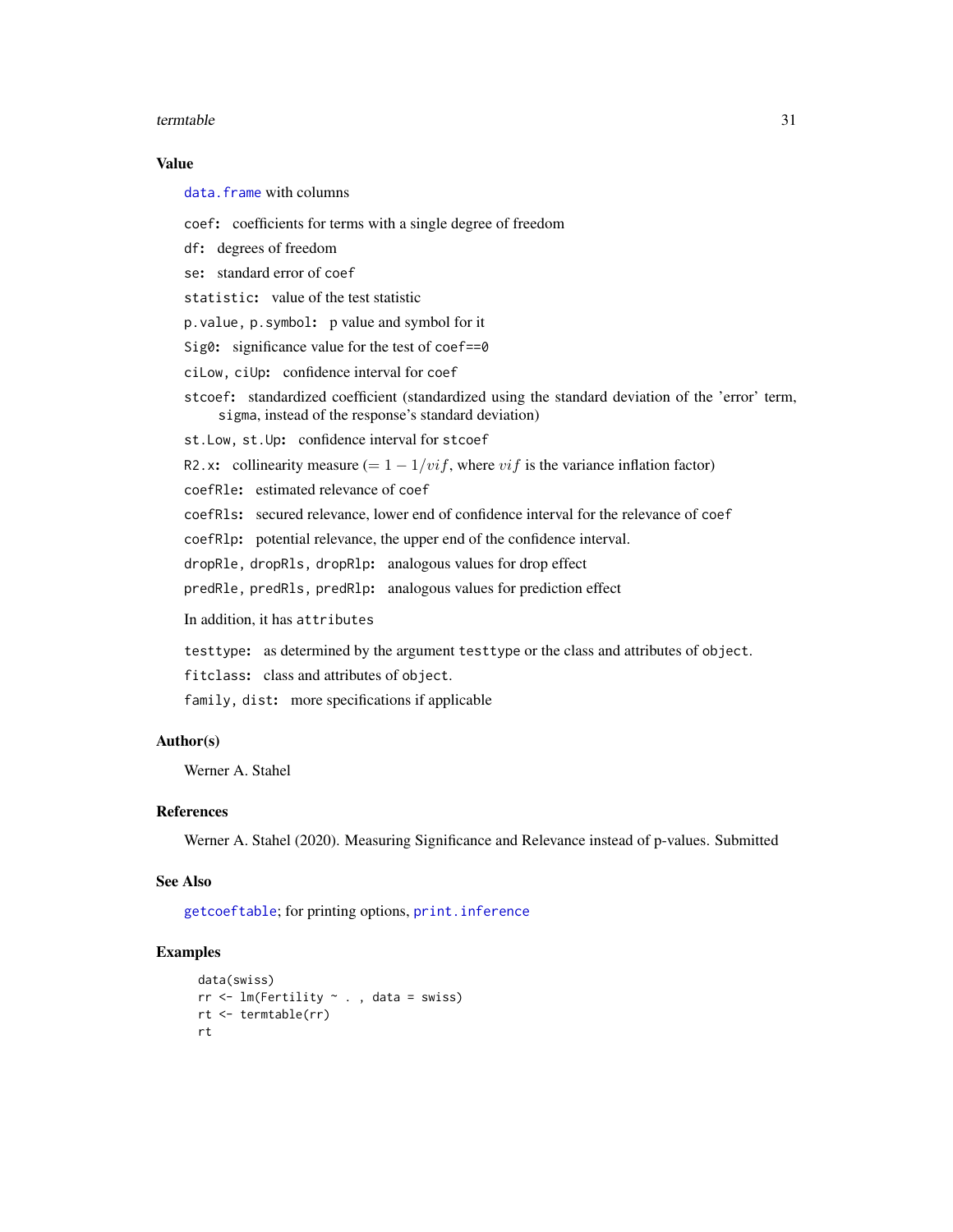### Value

`data.frame` with columns

- `coef`: coefficients for terms with a single degree of freedom
- `df`: degrees of freedom
- `se`: standard error of `coef`
- `statistic`: value of the test statistic
- `p.value`, `p.symbol`: p value and symbol for it
- `Sig0`: significance value for the test of `coef==0`
- `ciLow`, `ciUp`: confidence interval for `coef`
- `stcoef`: standardized coefficient (standardized using the standard deviation of the 'error' term, `sigma`, instead of the response's standard deviation)
- `st.Low`, `st.Up`: confidence interval for `stcoef`
- `R2.x`: collinearity measure ($= 1 - 1/vif$, where $vif$ is the variance inflation factor)
- `coefRle`: estimated relevance of `coef`
- `coefRls`: secured relevance, lower end of confidence interval for the relevance of `coef`
- `coefRlp`: potential relevance, the upper end of the confidence interval.
- `dropRle`, `dropRls`, `dropRlp`: analogous values for drop effect
- `predRle`, `predRls`, `predRlp`: analogous values for prediction effect

In addition, it has `attributes`

- `testtype`: as determined by the argument `testtype` or the class and attributes of `object`.
- `fitclass`: class and attributes of `object`.
- `family`, `dist`: more specifications if applicable

### Author(s)

Werner A. Stahel

### References

Werner A. Stahel (2020). Measuring Significance and Relevance instead of p-values. Submitted

### See Also

`getcoeftable`; for printing options, `print.inference`

### Examples

```
data(swiss)
rr <- lm(Fertility ~ . , data = swiss)
rt <- termtable(rr)
rt
```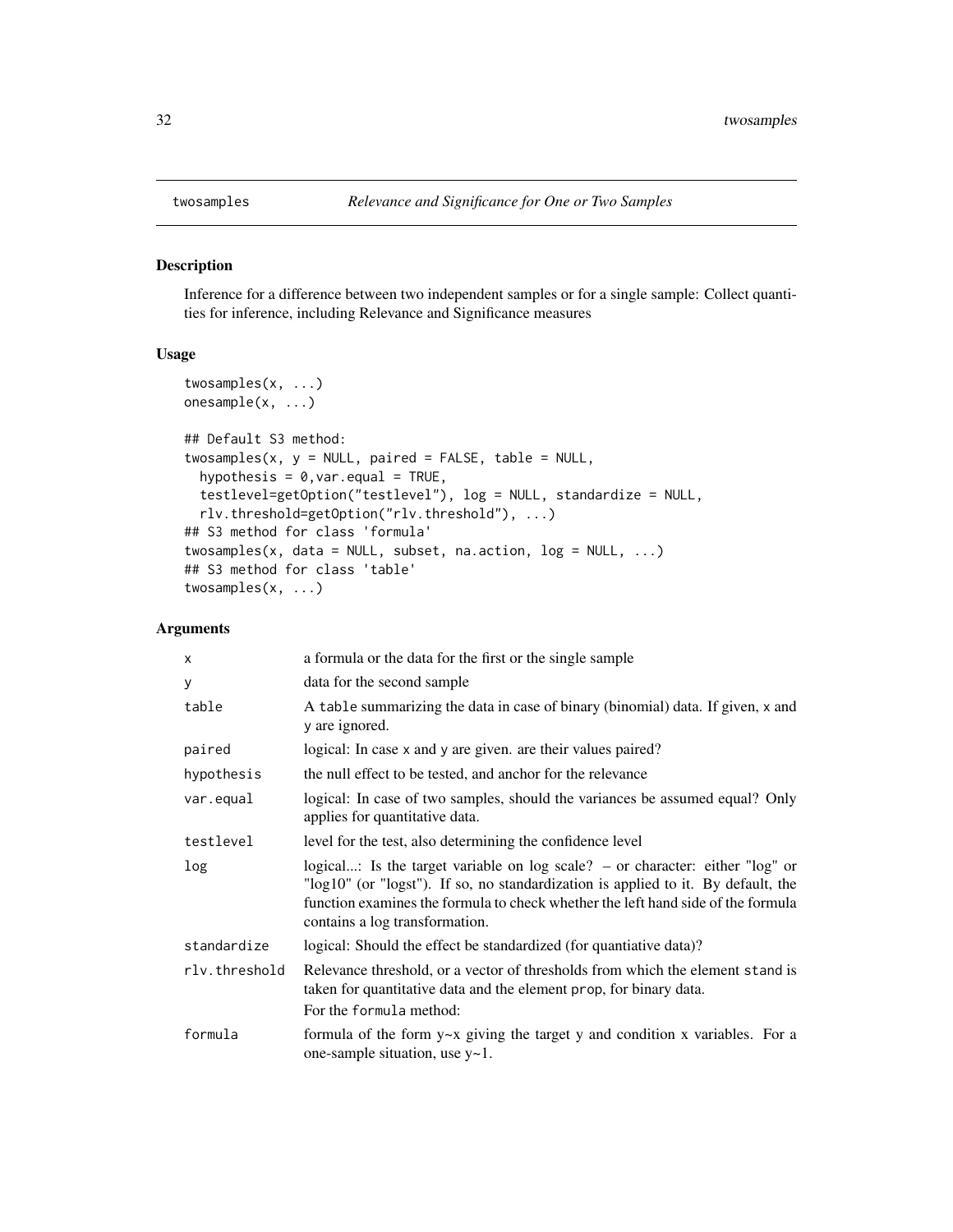twosamples *Relevance and Significance for One or Two Samples*

## Description

Inference for a difference between two independent samples or for a single sample: Collect quantities for inference, including Relevance and Significance measures

## Usage

```
twosamples(x, ...)
onesample(x, ...)

## Default S3 method:
twosamples(x, y = NULL, paired = FALSE, table = NULL,
  hypothesis = 0,var.equal = TRUE,
  testlevel=getOption("testlevel"), log = NULL, standardize = NULL,
  rlv.threshold=getOption("rlv.threshold"), ...)
## S3 method for class 'formula'
twosamples(x, data = NULL, subset, na.action, log = NULL, ...)
## S3 method for class 'table'
twosamples(x, ...)
```

## Arguments

| | |
|---|---|
| x | a formula or the data for the first or the single sample |
| y | data for the second sample |
| table | A table summarizing the data in case of binary (binomial) data. If given, x and y are ignored. |
| paired | logical: In case x and y are given. are their values paired? |
| hypothesis | the null effect to be tested, and anchor for the relevance |
| var.equal | logical: In case of two samples, should the variances be assumed equal? Only applies for quantitative data. |
| testlevel | level for the test, also determining the confidence level |
| log | logical...: Is the target variable on log scale? – or character: either "log" or "log10" (or "logst"). If so, no standardization is applied to it. By default, the function examines the formula to check whether the left hand side of the formula contains a log transformation. |
| standardize | logical: Should the effect be standardized (for quantiative data)? |
| rlv.threshold | Relevance threshold, or a vector of thresholds from which the element stand is taken for quantitative data and the element prop, for binary data. For the formula method: |
| formula | formula of the form y~x giving the target y and condition x variables. For a one-sample situation, use y~1. |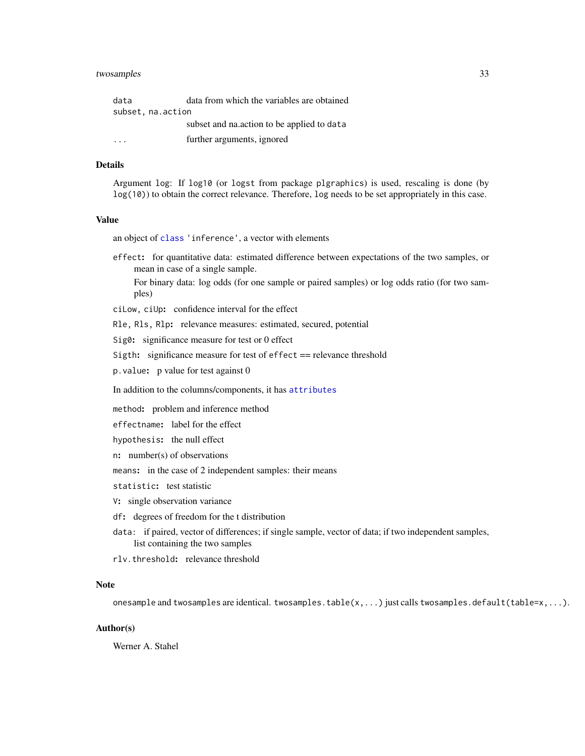`data` data from which the variables are obtained

`subset, na.action`
subset and na.action to be applied to `data`

`...` further arguments, ignored

## Details

Argument `log`: If `log10` (or `logst` from package `plgraphics`) is used, rescaling is done (by `log(10)`) to obtain the correct relevance. Therefore, `log` needs to be set appropriately in this case.

## Value

an object of class `'inference'`, a vector with elements

- **`effect`:** for quantitative data: estimated difference between expectations of the two samples, or mean in case of a single sample.
  For binary data: log odds (for one sample or paired samples) or log odds ratio (for two samples)
- **`ciLow, ciUp`:** confidence interval for the effect
- **`Rle, Rls, Rlp`:** relevance measures: estimated, secured, potential
- **`Sig0`:** significance measure for test or 0 effect
- **`Sigth`:** significance measure for test of `effect` == relevance threshold
- **`p.value`:** p value for test against 0

In addition to the columns/components, it has attributes

- **`method`:** problem and inference method
- **`effectname`:** label for the effect
- **`hypothesis`:** the null effect
- **`n`:** number(s) of observations
- **`means`:** in the case of 2 independent samples: their means
- **`statistic`:** test statistic
- **`V`:** single observation variance
- **`df`:** degrees of freedom for the t distribution
- **`data`:** if paired, vector of differences; if single sample, vector of data; if two independent samples, list containing the two samples
- **`rlv.threshold`:** relevance threshold

## Note

`onesample` and `twosamples` are identical. `twosamples.table(x,...)` just calls `twosamples.default(table=x,...)`.

## Author(s)

Werner A. Stahel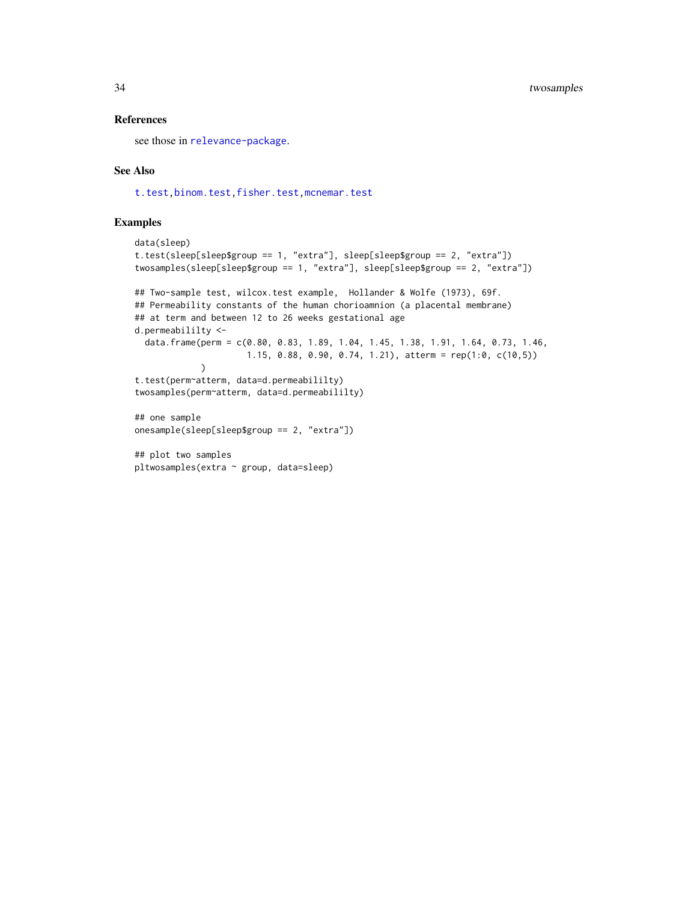### References

see those in relevance-package.

### See Also

t.test, binom.test, fisher.test, mcnemar.test

### Examples

```
data(sleep)
t.test(sleep[sleep$group == 1, "extra"], sleep[sleep$group == 2, "extra"])
twosamples(sleep[sleep$group == 1, "extra"], sleep[sleep$group == 2, "extra"])

## Two-sample test, wilcox.test example,  Hollander & Wolfe (1973), 69f.
## Permeability constants of the human chorioamnion (a placental membrane)
## at term and between 12 to 26 weeks gestational age
d.permeabililty <-
  data.frame(perm = c(0.80, 0.83, 1.89, 1.04, 1.45, 1.38, 1.91, 1.64, 0.73, 1.46,
                      1.15, 0.88, 0.90, 0.74, 1.21), atterm = rep(1:0, c(10,5))
             )
t.test(perm~atterm, data=d.permeabililty)
twosamples(perm~atterm, data=d.permeabililty)

## one sample
onesample(sleep[sleep$group == 2, "extra"])

## plot two samples
pltwosamples(extra ~ group, data=sleep)
```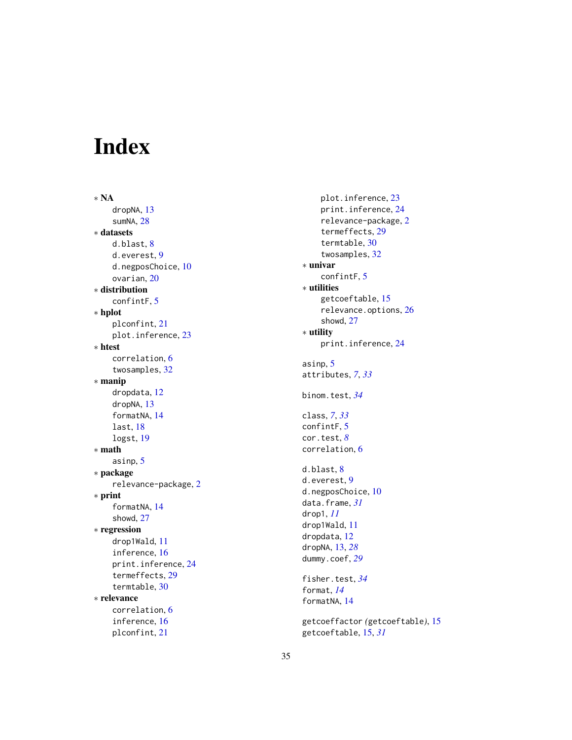# Index

∗ **NA**
- dropNA, 13
- sumNA, 28

∗ **datasets**
- d.blast, 8
- d.everest, 9
- d.negposChoice, 10
- ovarian, 20

∗ **distribution**
- confintF, 5

∗ **hplot**
- plconfint, 21
- plot.inference, 23

∗ **htest**
- correlation, 6
- twosamples, 32

∗ **manip**
- dropdata, 12
- dropNA, 13
- formatNA, 14
- last, 18
- logst, 19

∗ **math**
- asinp, 5

∗ **package**
- relevance-package, 2

∗ **print**
- formatNA, 14
- showd, 27

∗ **regression**
- drop1Wald, 11
- inference, 16
- print.inference, 24
- termeffects, 29
- termtable, 30

∗ **relevance**
- correlation, 6
- inference, 16
- plconfint, 21
- plot.inference, 23
- print.inference, 24
- relevance-package, 2
- termeffects, 29
- termtable, 30
- twosamples, 32

∗ **univar**
- confintF, 5

∗ **utilities**
- getcoeftable, 15
- relevance.options, 26
- showd, 27

∗ **utility**
- print.inference, 24

asinp, 5
attributes, *7*, *33*

binom.test, *34*

class, *7*, *33*
confintF, 5
cor.test, *8*
correlation, 6

d.blast, 8
d.everest, 9
d.negposChoice, 10
data.frame, *31*
drop1, *11*
drop1Wald, 11
dropdata, 12
dropNA, 13, *28*
dummy.coef, *29*

fisher.test, *34*
format, *14*
formatNA, 14

getcoeffactor *(*getcoeftable*)*, 15
getcoeftable, 15, *31*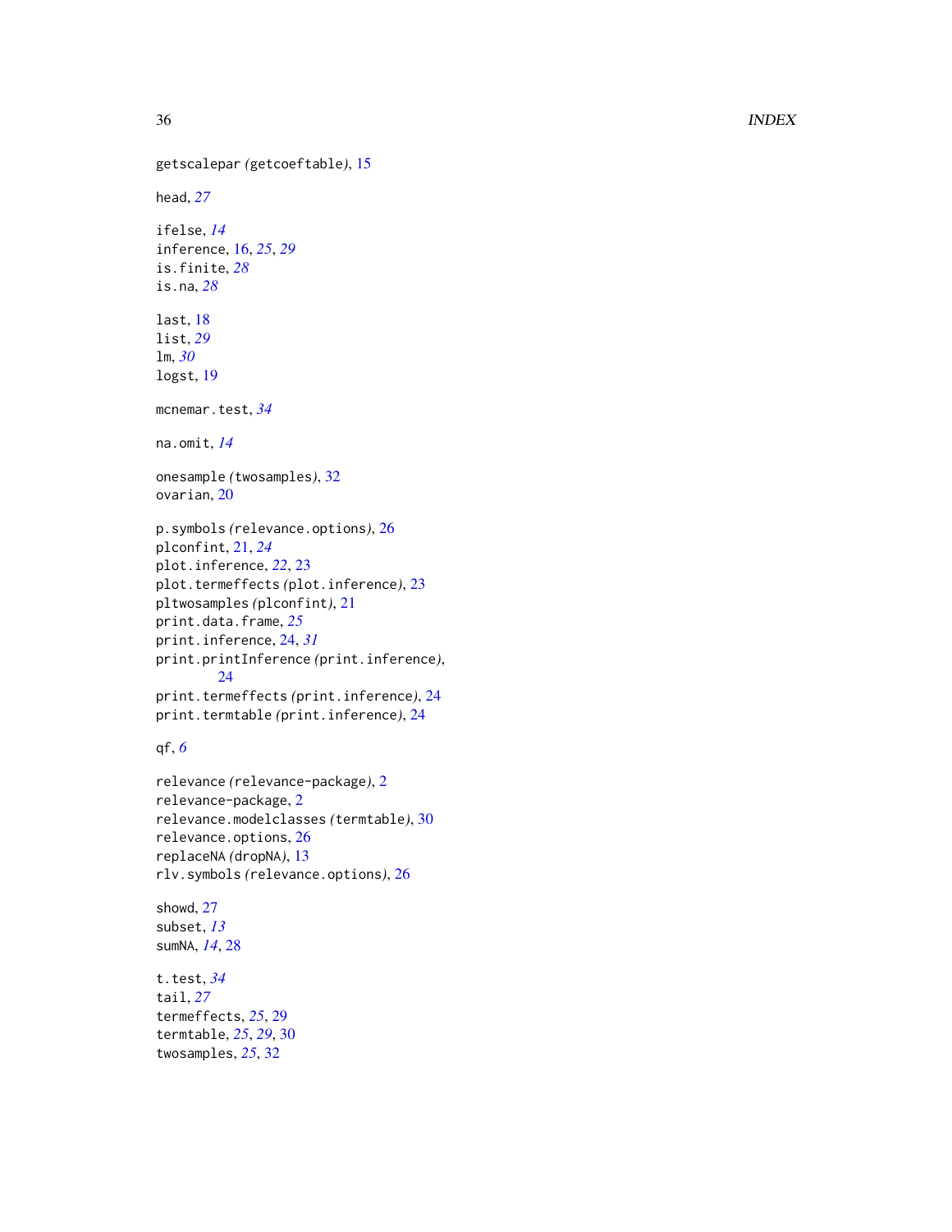getscalepar *(getcoeftable)*, 15

head, *27*

ifelse, *14*
inference, 16, *25*, *29*
is.finite, *28*
is.na, *28*

last, 18
list, *29*
lm, *30*
logst, 19

mcnemar.test, *34*

na.omit, *14*

onesample *(twosamples)*, 32
ovarian, 20

p.symbols *(relevance.options)*, 26
plconfint, 21, *24*
plot.inference, *22*, 23
plot.termeffects *(plot.inference)*, 23
pltwosamples *(plconfint)*, 21
print.data.frame, *25*
print.inference, 24, *31*
print.printInference *(print.inference)*, 24
print.termeffects *(print.inference)*, 24
print.termtable *(print.inference)*, 24

qf, *6*

relevance *(relevance-package)*, 2
relevance-package, 2
relevance.modelclasses *(termtable)*, 30
relevance.options, 26
replaceNA *(dropNA)*, 13
rlv.symbols *(relevance.options)*, 26

showd, 27
subset, *13*
sumNA, *14*, 28

t.test, *34*
tail, *27*
termeffects, *25*, 29
termtable, *25*, *29*, 30
twosamples, *25*, 32